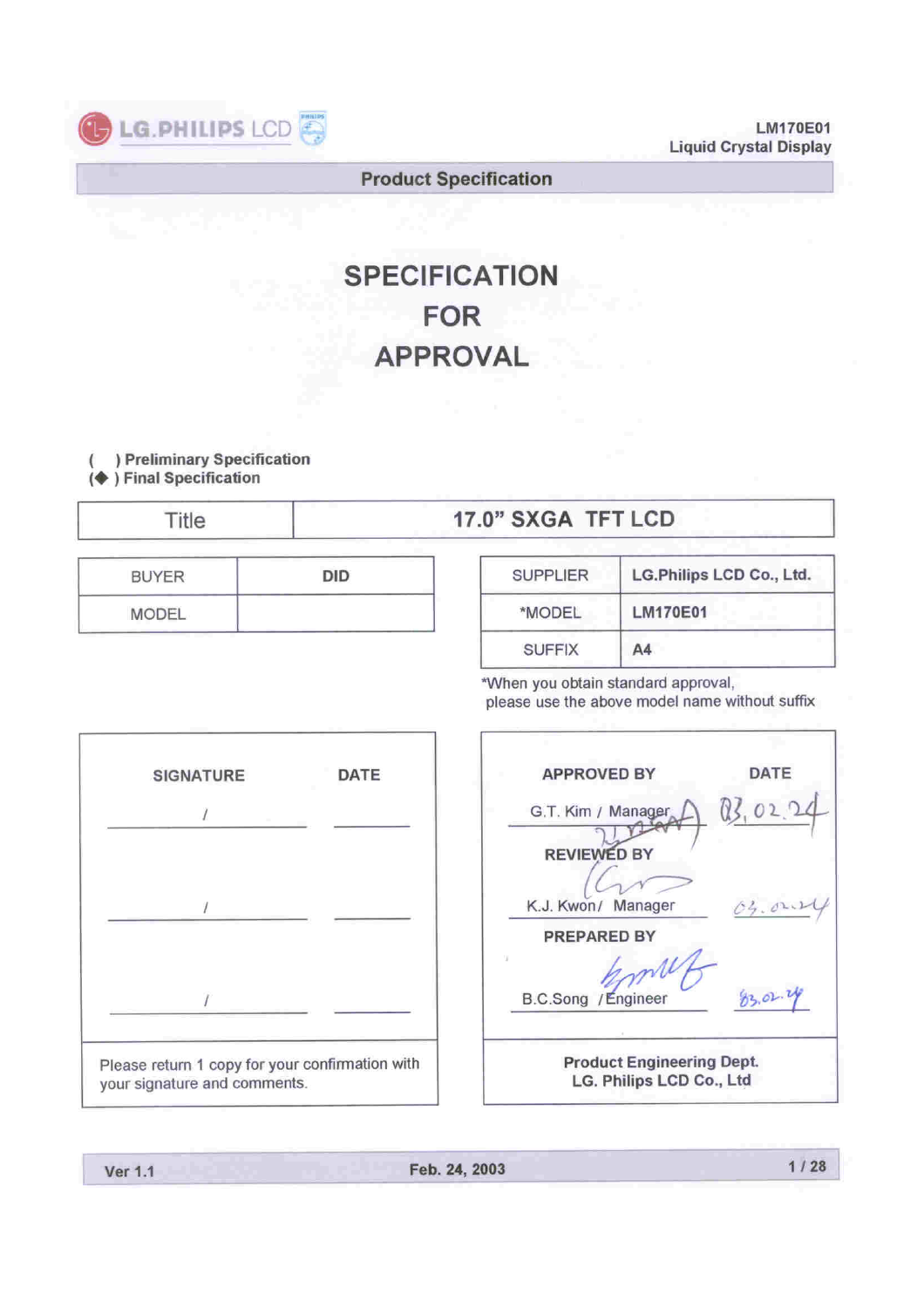LG.PHILIPS LCD

LM170E01
Liquid Crystal Display

**Product Specification**

# SPECIFICATION
# FOR
# APPROVAL

( ) Preliminary Specification
(◆) Final Specification

| Title | 17.0" SXGA TFT LCD |
|---|---|

| BUYER | DID |
|---|---|
| MODEL | |

| SUPPLIER | LG.Philips LCD Co., Ltd. |
|---|---|
| *MODEL | LM170E01 |
| SUFFIX | A4 |

*When you obtain standard approval, please use the above model name without suffix

| SIGNATURE | DATE |
|---|---|
| / | |
| / | |
| / | |

Please return 1 copy for your confirmation with your signature and comments.

| APPROVED BY | DATE |
|---|---|
| G.T. Kim / Manager | 03.02.24 |
| **REVIEWED BY** | |
| K.J. Kwon / Manager | 03.02.24 |
| **PREPARED BY** | |
| B.C.Song / Engineer | 03.02.24 |

**Product Engineering Dept.**
**LG. Philips LCD Co., Ltd**

Ver 1.1 Feb. 24, 2003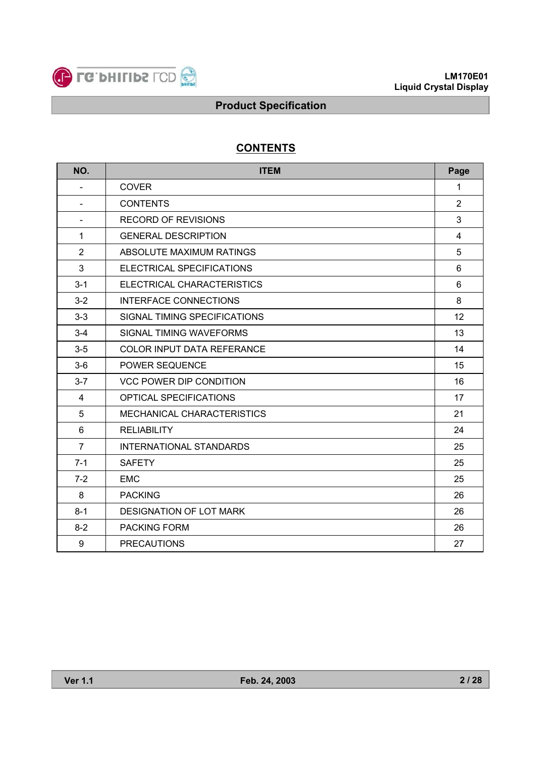# CONTENTS

| NO. | ITEM | Page |
|---|---|---|
| - | COVER | 1 |
| - | CONTENTS | 2 |
| - | RECORD OF REVISIONS | 3 |
| 1 | GENERAL DESCRIPTION | 4 |
| 2 | ABSOLUTE MAXIMUM RATINGS | 5 |
| 3 | ELECTRICAL SPECIFICATIONS | 6 |
| 3-1 | ELECTRICAL CHARACTERISTICS | 6 |
| 3-2 | INTERFACE CONNECTIONS | 8 |
| 3-3 | SIGNAL TIMING SPECIFICATIONS | 12 |
| 3-4 | SIGNAL TIMING WAVEFORMS | 13 |
| 3-5 | COLOR INPUT DATA REFERANCE | 14 |
| 3-6 | POWER SEQUENCE | 15 |
| 3-7 | VCC POWER DIP CONDITION | 16 |
| 4 | OPTICAL SPECIFICATIONS | 17 |
| 5 | MECHANICAL CHARACTERISTICS | 21 |
| 6 | RELIABILITY | 24 |
| 7 | INTERNATIONAL STANDARDS | 25 |
| 7-1 | SAFETY | 25 |
| 7-2 | EMC | 25 |
| 8 | PACKING | 26 |
| 8-1 | DESIGNATION OF LOT MARK | 26 |
| 8-2 | PACKING FORM | 26 |
| 9 | PRECAUTIONS | 27 |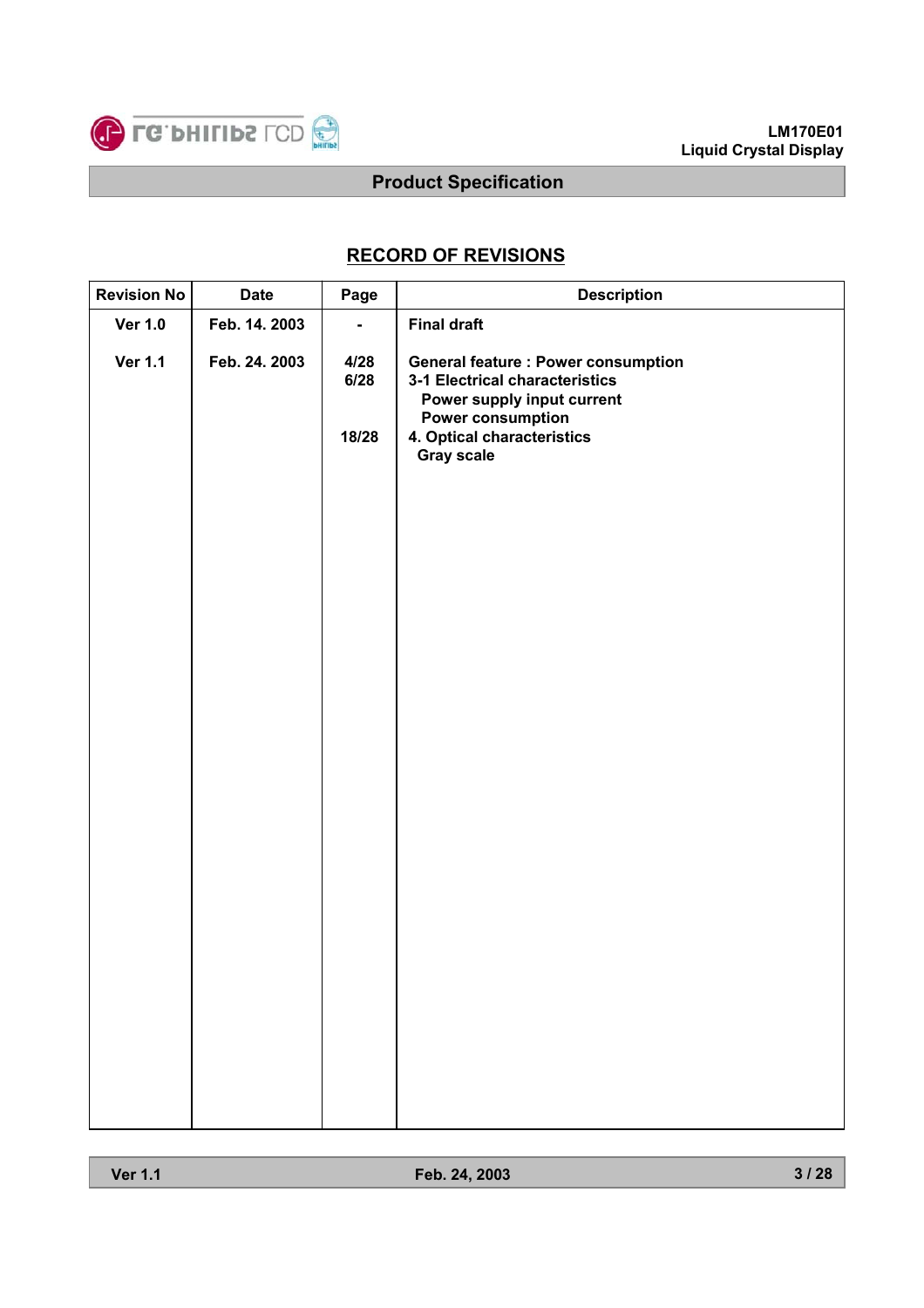## RECORD OF REVISIONS

| Revision No | Date | Page | Description |
|---|---|---|---|
| Ver 1.0 | Feb. 14. 2003 | - | Final draft |
| Ver 1.1 | Feb. 24. 2003 | 4/28<br>6/28<br><br><br>18/28 | General feature : Power consumption<br>3-1 Electrical characteristics<br>Power supply input current<br>Power consumption<br>4. Optical characteristics<br>Gray scale |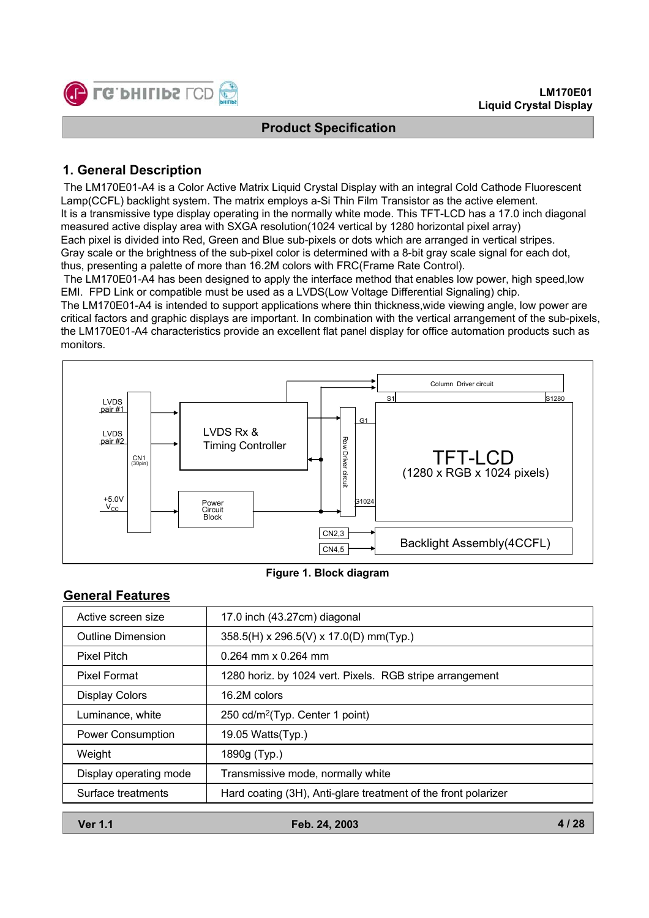## 1. General Description

The LM170E01-A4 is a Color Active Matrix Liquid Crystal Display with an integral Cold Cathode Fluorescent Lamp(CCFL) backlight system. The matrix employs a-Si Thin Film Transistor as the active element.
It is a transmissive type display operating in the normally white mode. This TFT-LCD has a 17.0 inch diagonal measured active display area with SXGA resolution(1024 vertical by 1280 horizontal pixel array)
Each pixel is divided into Red, Green and Blue sub-pixels or dots which are arranged in vertical stripes.
Gray scale or the brightness of the sub-pixel color is determined with a 8-bit gray scale signal for each dot, thus, presenting a palette of more than 16.2M colors with FRC(Frame Rate Control).
The LM170E01-A4 has been designed to apply the interface method that enables low power, high speed,low EMI. FPD Link or compatible must be used as a LVDS(Low Voltage Differential Signaling) chip.
The LM170E01-A4 is intended to support applications where thin thickness,wide viewing angle, low power are critical factors and graphic displays are important. In combination with the vertical arrangement of the sub-pixels, the LM170E01-A4 characteristics provide an excellent flat panel display for office automation products such as monitors.

LVDS pair #1
LVDS pair #2
CN1 (30pin)
+5.0V $V_{CC}$
LVDS Rx & Timing Controller
Power Circuit Block
Column Driver circuit
S1
S1280
G1
Row Driver circuit
G1024
TFT-LCD
(1280 x RGB x 1024 pixels)
CN2,3
CN4,5
Backlight Assembly(4CCFL)

**Figure 1. Block diagram**

## General Features

| | |
|---|---|
| Active screen size | 17.0 inch (43.27cm) diagonal |
| Outline Dimension | 358.5(H) x 296.5(V) x 17.0(D) mm(Typ.) |
| Pixel Pitch | 0.264 mm x 0.264 mm |
| Pixel Format | 1280 horiz. by 1024 vert. Pixels. RGB stripe arrangement |
| Display Colors | 16.2M colors |
| Luminance, white | 250 cd/m$^2$(Typ. Center 1 point) |
| Power Consumption | 19.05 Watts(Typ.) |
| Weight | 1890g (Typ.) |
| Display operating mode | Transmissive mode, normally white |
| Surface treatments | Hard coating (3H), Anti-glare treatment of the front polarizer |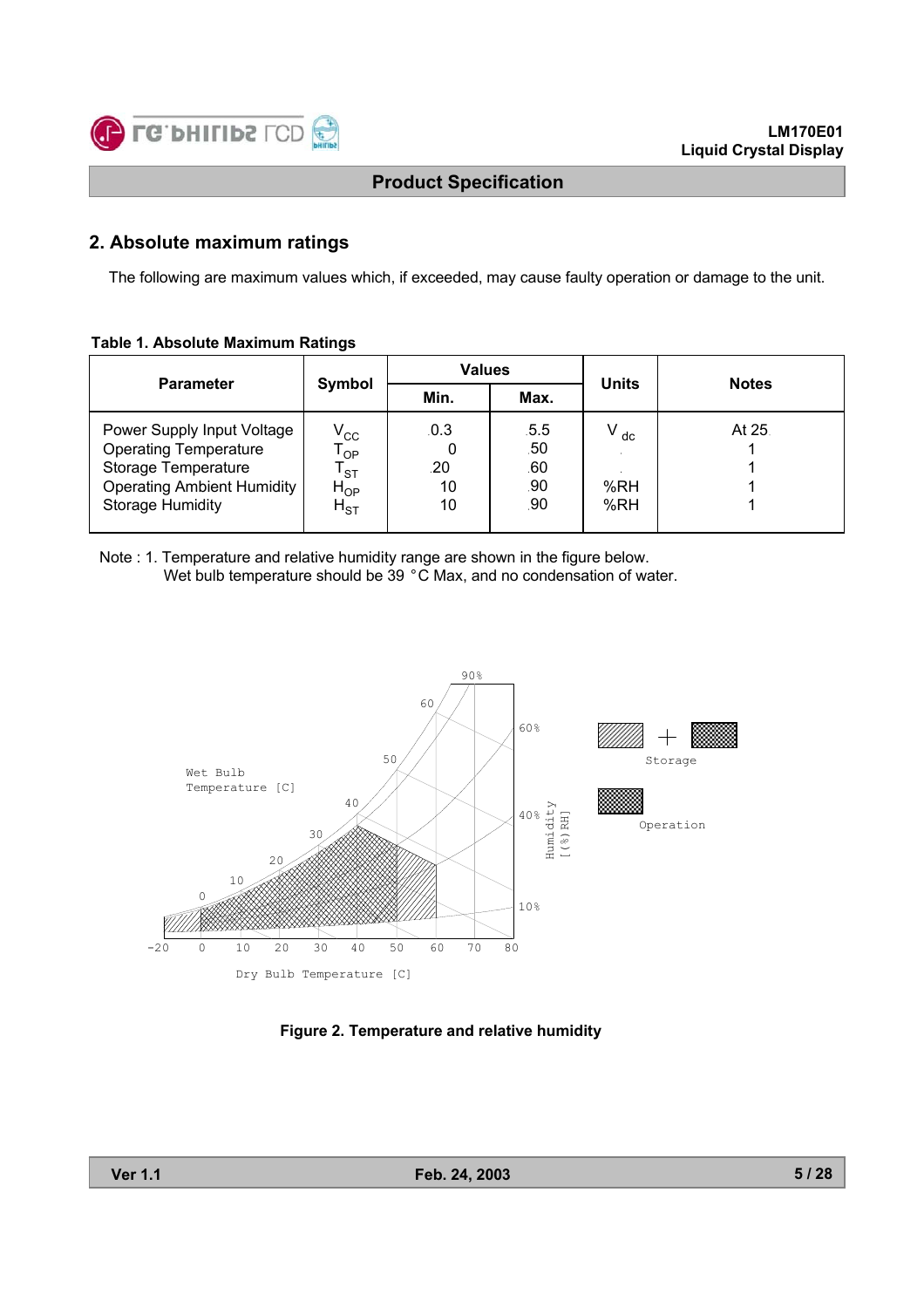## 2. Absolute maximum ratings

The following are maximum values which, if exceeded, may cause faulty operation or damage to the unit.

**Table 1. Absolute Maximum Ratings**

| Parameter | Symbol | Values | | Units | Notes |
|---|---|---|---|---|---|
| | | Min. | Max. | | |
| Power Supply Input Voltage | $V_{CC}$ | 0.3 | 5.5 | $V_{dc}$ | At 25 |
| Operating Temperature | $T_{OP}$ | 0 | 50 | | 1 |
| Storage Temperature | $T_{ST}$ | 20 | 60 | | 1 |
| Operating Ambient Humidity | $H_{OP}$ | 10 | 90 | %RH | 1 |
| Storage Humidity | $H_{ST}$ | 10 | 90 | %RH | 1 |

Note : 1. Temperature and relative humidity range are shown in the figure below.
Wet bulb temperature should be 39 °C Max, and no condensation of water.

Figure 2. Temperature and relative humidity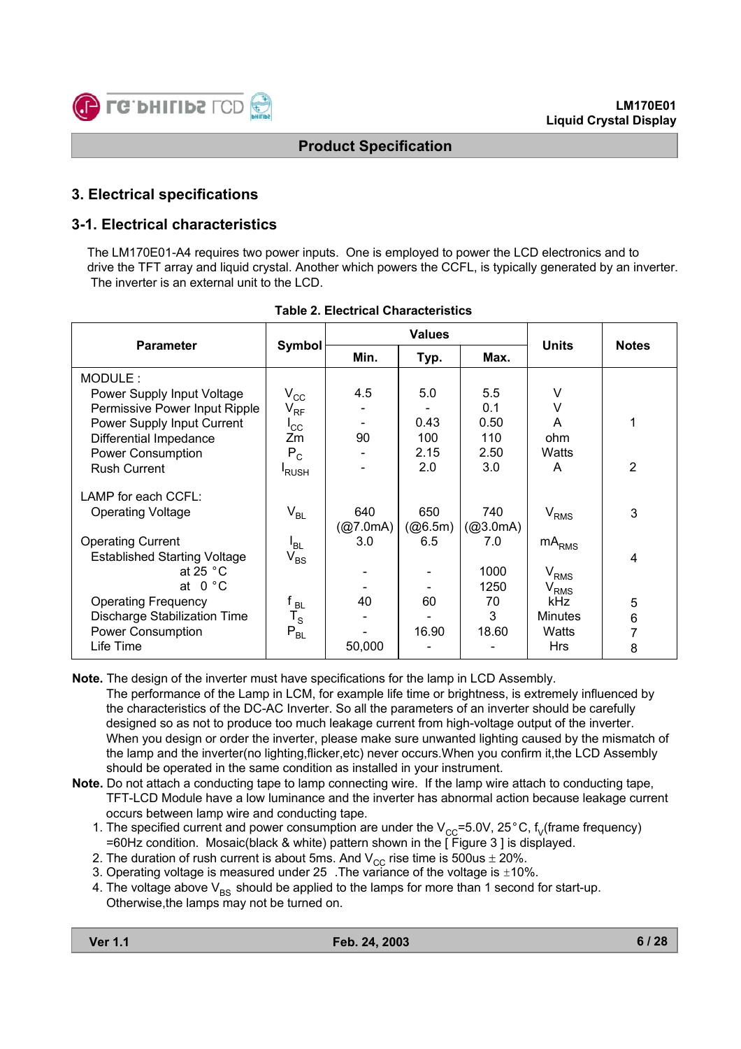## 3. Electrical specifications

### 3-1. Electrical characteristics

The LM170E01-A4 requires two power inputs. One is employed to power the LCD electronics and to drive the TFT array and liquid crystal. Another which powers the CCFL, is typically generated by an inverter. The inverter is an external unit to the LCD.

**Table 2. Electrical Characteristics**

| Parameter | Symbol | Values | | | Units | Notes |
|---|---|---|---|---|---|---|
| | | Min. | Typ. | Max. | | |
| MODULE : | | | | | | |
| Power Supply Input Voltage | $V_{CC}$ | 4.5 | 5.0 | 5.5 | V | |
| Permissive Power Input Ripple | $V_{RF}$ | - | - | 0.1 | V | |
| Power Supply Input Current | $I_{CC}$ | - | 0.43 | 0.50 | A | 1 |
| Differential Impedance | Zm | 90 | 100 | 110 | ohm | |
| Power Consumption | $P_C$ | - | 2.15 | 2.50 | Watts | |
| Rush Current | $I_{RUSH}$ | - | 2.0 | 3.0 | A | 2 |
| LAMP for each CCFL: | | | | | | |
| Operating Voltage | $V_{BL}$ | 640 (@7.0mA) | 650 (@6.5m) | 740 (@3.0mA) | $V_{RMS}$ | 3 |
| Operating Current | $I_{BL}$ | 3.0 | 6.5 | 7.0 | $mA_{RMS}$ | |
| Established Starting Voltage | $V_{BS}$ | | | | | 4 |
| at 25 °C | | - | - | 1000 | $V_{RMS}$ | |
| at 0 °C | | - | - | 1250 | $V_{RMS}$ | |
| Operating Frequency | $f_{BL}$ | 40 | 60 | 70 | kHz | 5 |
| Discharge Stabilization Time | $T_S$ | - | - | 3 | Minutes | 6 |
| Power Consumption | $P_{BL}$ | - | 16.90 | 18.60 | Watts | 7 |
| Life Time | | 50,000 | - | - | Hrs | 8 |

**Note.** The design of the inverter must have specifications for the lamp in LCD Assembly.
The performance of the Lamp in LCM, for example life time or brightness, is extremely influenced by the characteristics of the DC-AC Inverter. So all the parameters of an inverter should be carefully designed so as not to produce too much leakage current from high-voltage output of the inverter. When you design or order the inverter, please make sure unwanted lighting caused by the mismatch of the lamp and the inverter(no lighting,flicker,etc) never occurs.When you confirm it,the LCD Assembly should be operated in the same condition as installed in your instrument.

**Note.** Do not attach a conducting tape to lamp connecting wire. If the lamp wire attach to conducting tape, TFT-LCD Module have a low luminance and the inverter has abnormal action because leakage current occurs between lamp wire and conducting tape.

1. The specified current and power consumption are under the $V_{CC}$=5.0V, 25°C, $f_V$(frame frequency) =60Hz condition. Mosaic(black & white) pattern shown in the [ Figure 3 ] is displayed.
2. The duration of rush current is about 5ms. And $V_{CC}$ rise time is 500us ± 20%.
3. Operating voltage is measured under 25 .The variance of the voltage is ±10%.
4. The voltage above $V_{BS}$ should be applied to the lamps for more than 1 second for start-up. Otherwise,the lamps may not be turned on.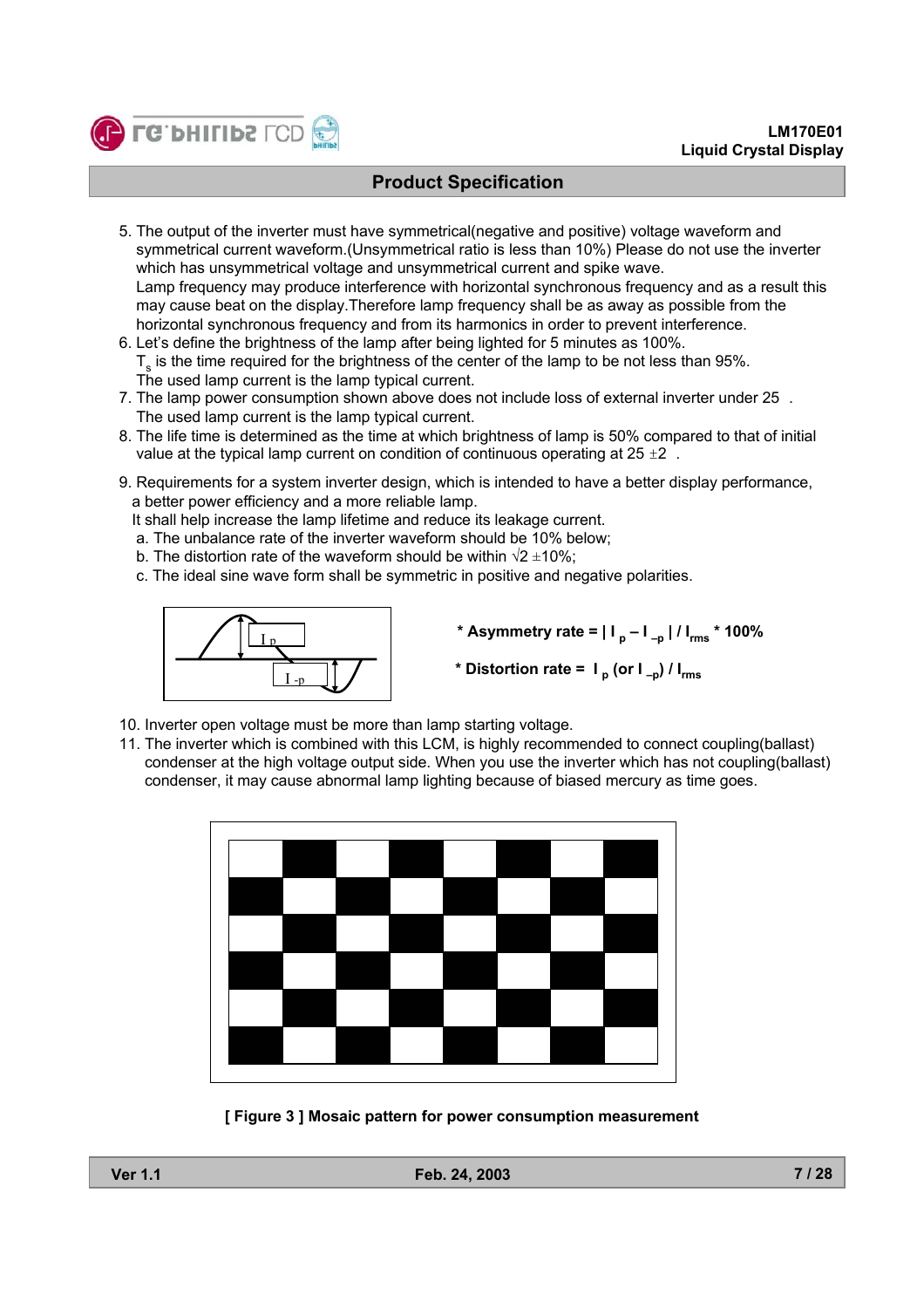## Product Specification

5. The output of the inverter must have symmetrical(negative and positive) voltage waveform and symmetrical current waveform.(Unsymmetrical ratio is less than 10%) Please do not use the inverter which has unsymmetrical voltage and unsymmetrical current and spike wave.
   Lamp frequency may produce interference with horizontal synchronous frequency and as a result this may cause beat on the display.Therefore lamp frequency shall be as away as possible from the horizontal synchronous frequency and from its harmonics in order to prevent interference.
6. Let's define the brightness of the lamp after being lighted for 5 minutes as 100%.
   $T_s$ is the time required for the brightness of the center of the lamp to be not less than 95%.
   The used lamp current is the lamp typical current.
7. The lamp power consumption shown above does not include loss of external inverter under 25 .
   The used lamp current is the lamp typical current.
8. The life time is determined as the time at which brightness of lamp is 50% compared to that of initial value at the typical lamp current on condition of continuous operating at 25 ±2 .
9. Requirements for a system inverter design, which is intended to have a better display performance, a better power efficiency and a more reliable lamp.
   It shall help increase the lamp lifetime and reduce its leakage current.
   a. The unbalance rate of the inverter waveform should be 10% below;
   b. The distortion rate of the waveform should be within √2 ±10%;
   c. The ideal sine wave form shall be symmetric in positive and negative polarities.

**\* Asymmetry rate = $| I_p - I_{-p} | / I_{rms}$ \* 100%**

**\* Distortion rate = $I_p$ (or $I_{-p}$) / $I_{rms}$**

10. Inverter open voltage must be more than lamp starting voltage.
11. The inverter which is combined with this LCM, is highly recommended to connect coupling(ballast) condenser at the high voltage output side. When you use the inverter which has not coupling(ballast) condenser, it may cause abnormal lamp lighting because of biased mercury as time goes.

**[ Figure 3 ] Mosaic pattern for power consumption measurement**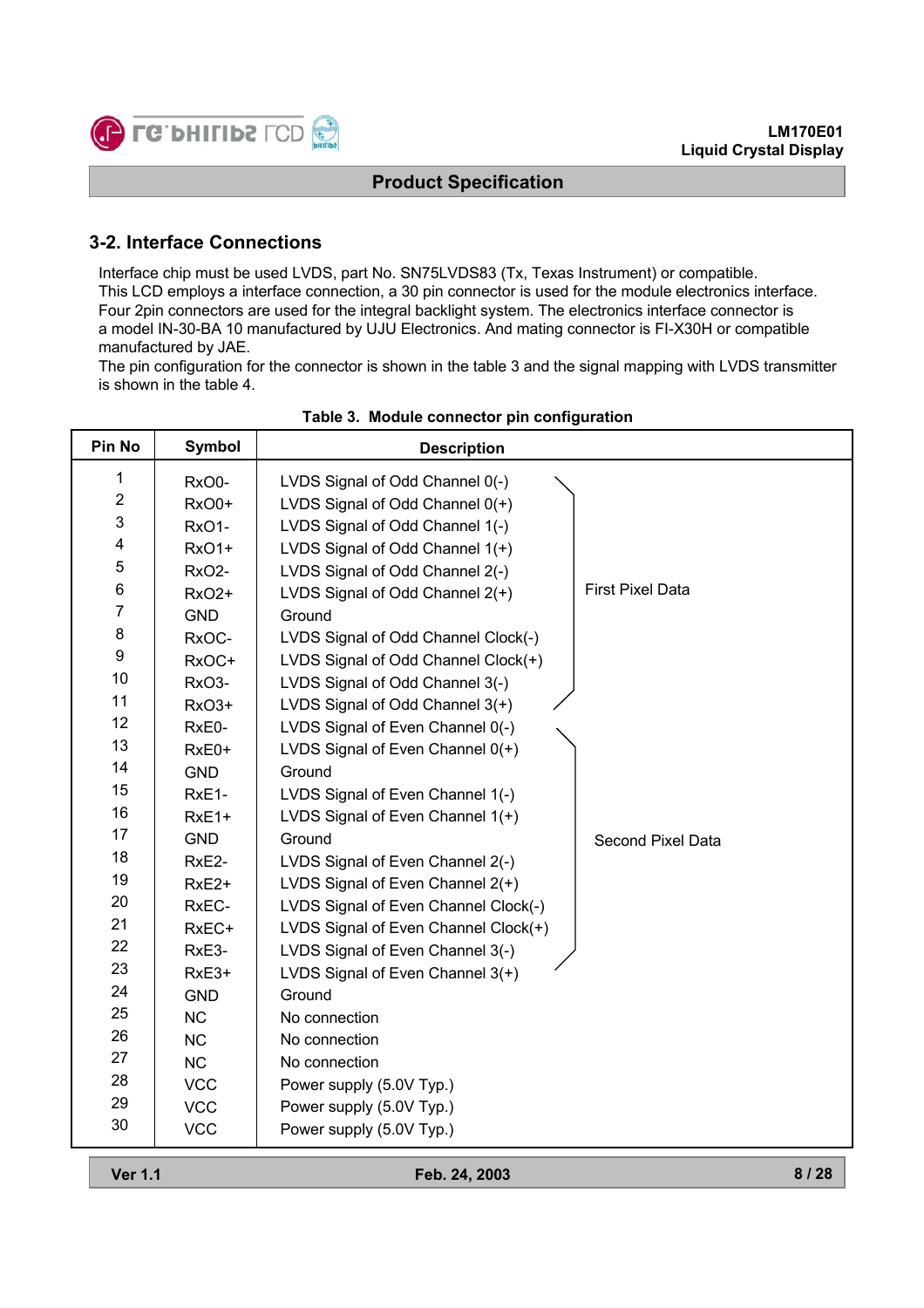## 3-2. Interface Connections

Interface chip must be used LVDS, part No. SN75LVDS83 (Tx, Texas Instrument) or compatible.
This LCD employs a interface connection, a 30 pin connector is used for the module electronics interface.
Four 2pin connectors are used for the integral backlight system. The electronics interface connector is a model IN-30-BA 10 manufactured by UJU Electronics. And mating connector is FI-X30H or compatible manufactured by JAE.
The pin configuration for the connector is shown in the table 3 and the signal mapping with LVDS transmitter is shown in the table 4.

**Table 3. Module connector pin configuration**

| Pin No | Symbol | Description | |
|---|---|---|---|
| 1 | RxO0- | LVDS Signal of Odd Channel 0(-) | First Pixel Data |
| 2 | RxO0+ | LVDS Signal of Odd Channel 0(+) | |
| 3 | RxO1- | LVDS Signal of Odd Channel 1(-) | |
| 4 | RxO1+ | LVDS Signal of Odd Channel 1(+) | |
| 5 | RxO2- | LVDS Signal of Odd Channel 2(-) | |
| 6 | RxO2+ | LVDS Signal of Odd Channel 2(+) | |
| 7 | GND | Ground | |
| 8 | RxOC- | LVDS Signal of Odd Channel Clock(-) | |
| 9 | RxOC+ | LVDS Signal of Odd Channel Clock(+) | |
| 10 | RxO3- | LVDS Signal of Odd Channel 3(-) | |
| 11 | RxO3+ | LVDS Signal of Odd Channel 3(+) | |
| 12 | RxE0- | LVDS Signal of Even Channel 0(-) | Second Pixel Data |
| 13 | RxE0+ | LVDS Signal of Even Channel 0(+) | |
| 14 | GND | Ground | |
| 15 | RxE1- | LVDS Signal of Even Channel 1(-) | |
| 16 | RxE1+ | LVDS Signal of Even Channel 1(+) | |
| 17 | GND | Ground | |
| 18 | RxE2- | LVDS Signal of Even Channel 2(-) | |
| 19 | RxE2+ | LVDS Signal of Even Channel 2(+) | |
| 20 | RxEC- | LVDS Signal of Even Channel Clock(-) | |
| 21 | RxEC+ | LVDS Signal of Even Channel Clock(+) | |
| 22 | RxE3- | LVDS Signal of Even Channel 3(-) | |
| 23 | RxE3+ | LVDS Signal of Even Channel 3(+) | |
| 24 | GND | Ground | |
| 25 | NC | No connection | |
| 26 | NC | No connection | |
| 27 | NC | No connection | |
| 28 | VCC | Power supply (5.0V Typ.) | |
| 29 | VCC | Power supply (5.0V Typ.) | |
| 30 | VCC | Power supply (5.0V Typ.) | |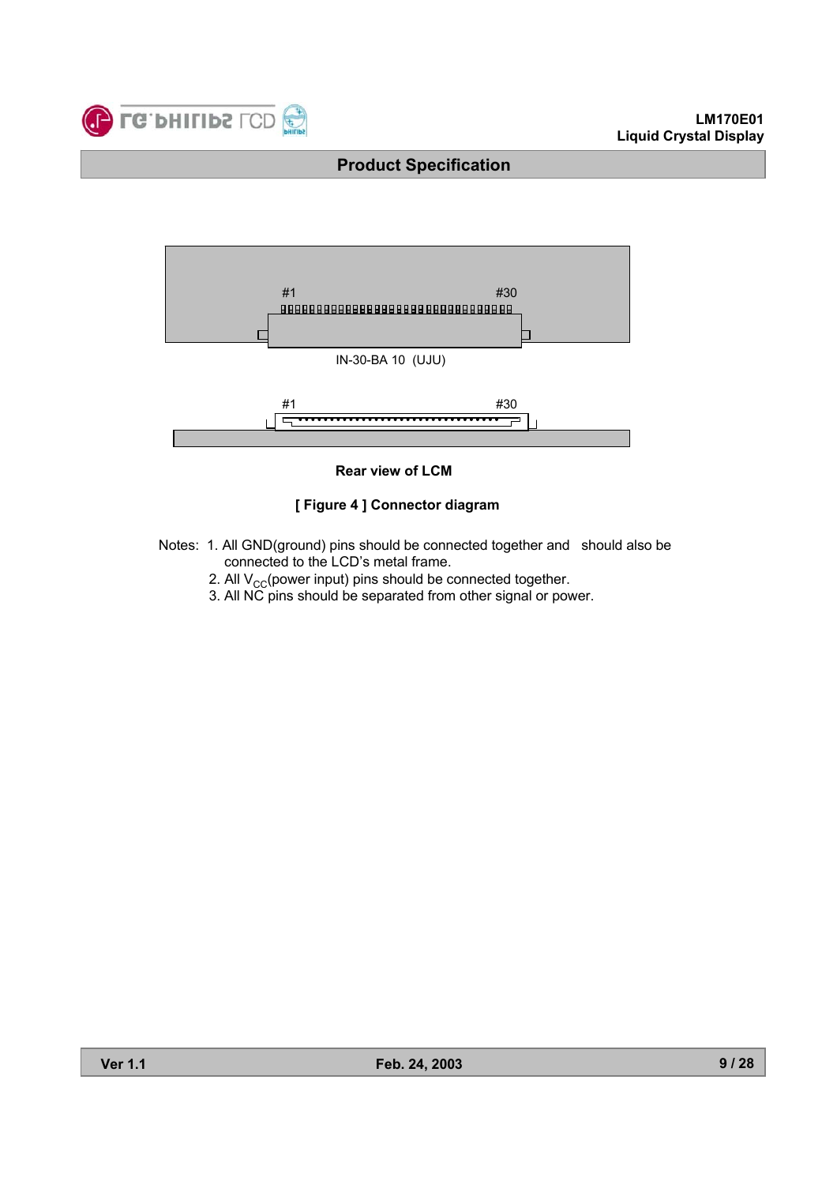#1 #30

IN-30-BA 10 (UJU)

#1 #30

**Rear view of LCM**

**[ Figure 4 ] Connector diagram**

Notes:
1. All GND(ground) pins should be connected together and should also be connected to the LCD's metal frame.
2. All $V_{CC}$(power input) pins should be connected together.
3. All NC pins should be separated from other signal or power.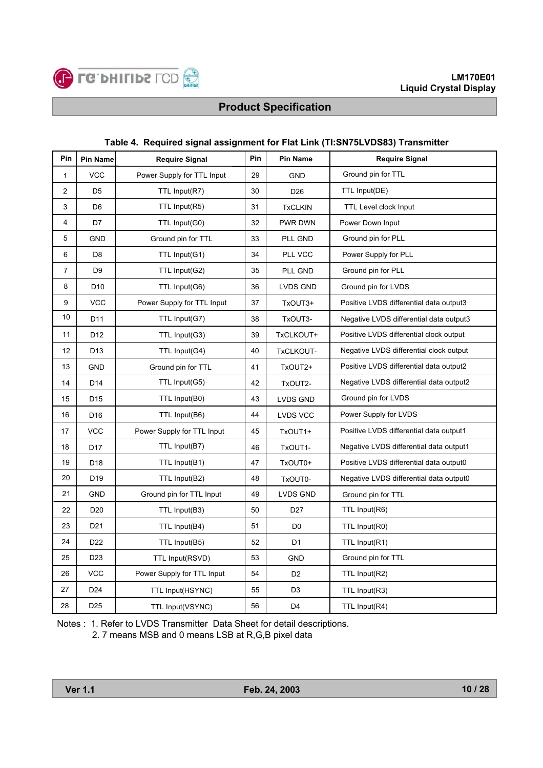## Product Specification

**Table 4. Required signal assignment for Flat Link (TI:SN75LVDS83) Transmitter**

| Pin | Pin Name | Require Signal | Pin | Pin Name | Require Signal |
|---|---|---|---|---|---|
| 1 | VCC | Power Supply for TTL Input | 29 | GND | Ground pin for TTL |
| 2 | D5 | TTL Input(R7) | 30 | D26 | TTL Input(DE) |
| 3 | D6 | TTL Input(R5) | 31 | TxCLKIN | TTL Level clock Input |
| 4 | D7 | TTL Input(G0) | 32 | PWR DWN | Power Down Input |
| 5 | GND | Ground pin for TTL | 33 | PLL GND | Ground pin for PLL |
| 6 | D8 | TTL Input(G1) | 34 | PLL VCC | Power Supply for PLL |
| 7 | D9 | TTL Input(G2) | 35 | PLL GND | Ground pin for PLL |
| 8 | D10 | TTL Input(G6) | 36 | LVDS GND | Ground pin for LVDS |
| 9 | VCC | Power Supply for TTL Input | 37 | TxOUT3+ | Positive LVDS differential data output3 |
| 10 | D11 | TTL Input(G7) | 38 | TxOUT3- | Negative LVDS differential data output3 |
| 11 | D12 | TTL Input(G3) | 39 | TxCLKOUT+ | Positive LVDS differential clock output |
| 12 | D13 | TTL Input(G4) | 40 | TxCLKOUT- | Negative LVDS differential clock output |
| 13 | GND | Ground pin for TTL | 41 | TxOUT2+ | Positive LVDS differential data output2 |
| 14 | D14 | TTL Input(G5) | 42 | TxOUT2- | Negative LVDS differential data output2 |
| 15 | D15 | TTL Input(B0) | 43 | LVDS GND | Ground pin for LVDS |
| 16 | D16 | TTL Input(B6) | 44 | LVDS VCC | Power Supply for LVDS |
| 17 | VCC | Power Supply for TTL Input | 45 | TxOUT1+ | Positive LVDS differential data output1 |
| 18 | D17 | TTL Input(B7) | 46 | TxOUT1- | Negative LVDS differential data output1 |
| 19 | D18 | TTL Input(B1) | 47 | TxOUT0+ | Positive LVDS differential data output0 |
| 20 | D19 | TTL Input(B2) | 48 | TxOUT0- | Negative LVDS differential data output0 |
| 21 | GND | Ground pin for TTL Input | 49 | LVDS GND | Ground pin for TTL |
| 22 | D20 | TTL Input(B3) | 50 | D27 | TTL Input(R6) |
| 23 | D21 | TTL Input(B4) | 51 | D0 | TTL Input(R0) |
| 24 | D22 | TTL Input(B5) | 52 | D1 | TTL Input(R1) |
| 25 | D23 | TTL Input(RSVD) | 53 | GND | Ground pin for TTL |
| 26 | VCC | Power Supply for TTL Input | 54 | D2 | TTL Input(R2) |
| 27 | D24 | TTL Input(HSYNC) | 55 | D3 | TTL Input(R3) |
| 28 | D25 | TTL Input(VSYNC) | 56 | D4 | TTL Input(R4) |

Notes : 1. Refer to LVDS Transmitter Data Sheet for detail descriptions.
2. 7 means MSB and 0 means LSB at R,G,B pixel data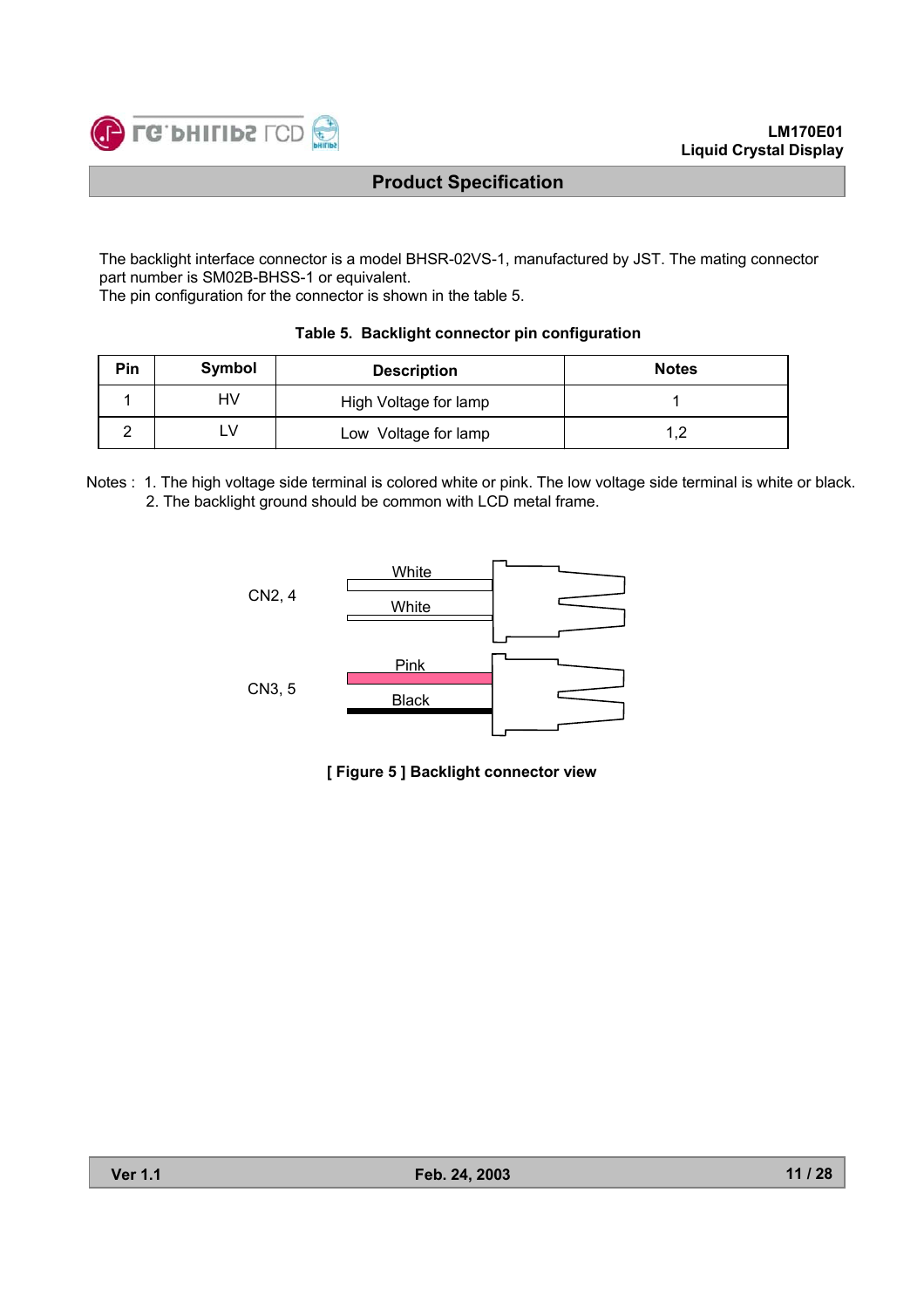The backlight interface connector is a model BHSR-02VS-1, manufactured by JST. The mating connector part number is SM02B-BHSS-1 or equivalent.
The pin configuration for the connector is shown in the table 5.

**Table 5. Backlight connector pin configuration**

| Pin | Symbol | Description | Notes |
|---|---|---|---|
| 1 | HV | High Voltage for lamp | 1 |
| 2 | LV | Low Voltage for lamp | 1,2 |

Notes : 1. The high voltage side terminal is colored white or pink. The low voltage side terminal is white or black.
2. The backlight ground should be common with LCD metal frame.

CN2, 4 — White, White

CN3, 5 — Pink, Black

**[ Figure 5 ] Backlight connector view**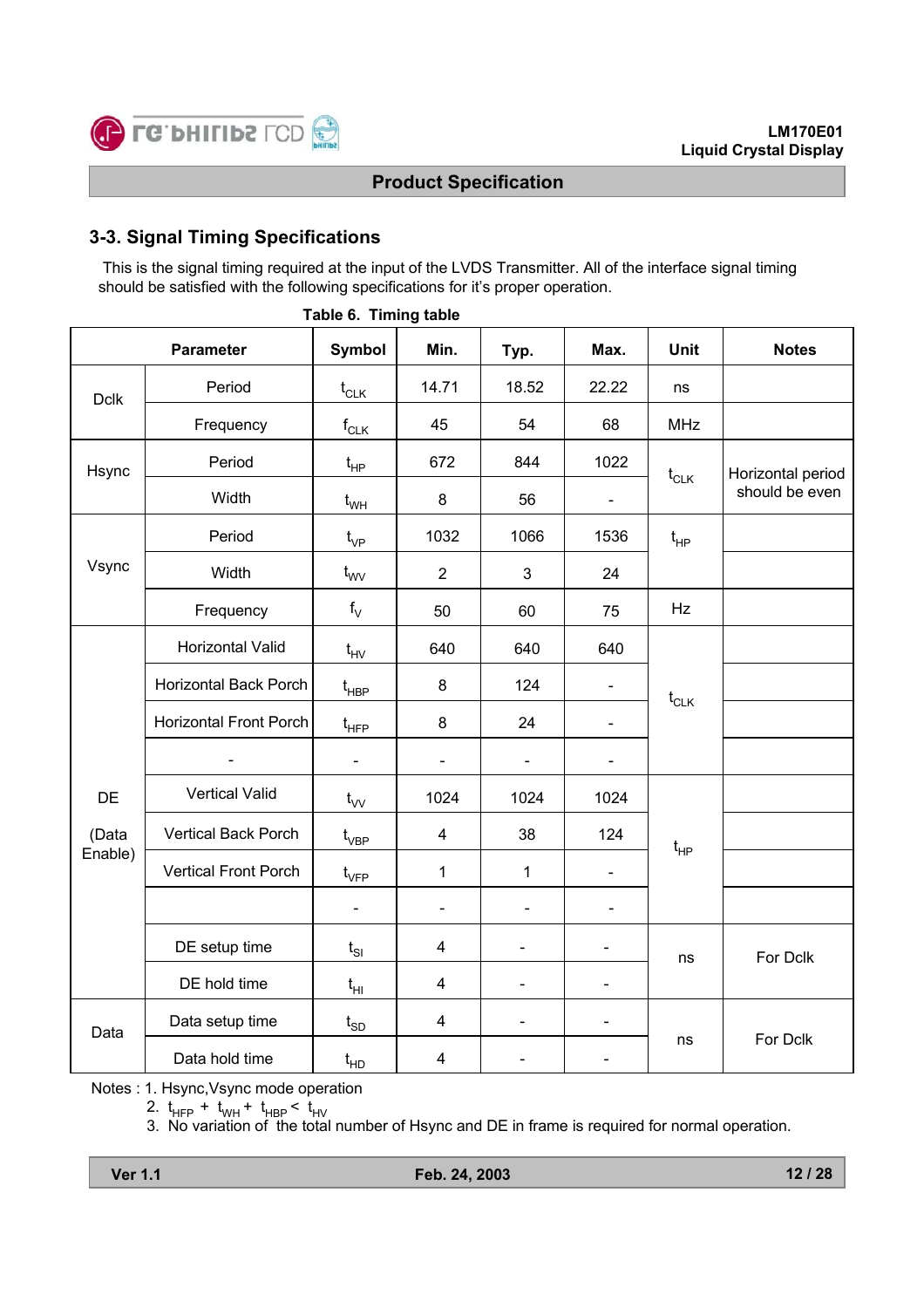## 3-3. Signal Timing Specifications

This is the signal timing required at the input of the LVDS Transmitter. All of the interface signal timing should be satisfied with the following specifications for it's proper operation.

**Table 6. Timing table**

| Parameter | | Symbol | Min. | Typ. | Max. | Unit | Notes |
|---|---|---|---|---|---|---|---|
| Dclk | Period | $t_{CLK}$ | 14.71 | 18.52 | 22.22 | ns | |
| | Frequency | $f_{CLK}$ | 45 | 54 | 68 | MHz | |
| Hsync | Period | $t_{HP}$ | 672 | 844 | 1022 | $t_{CLK}$ | Horizontal period should be even |
| | Width | $t_{WH}$ | 8 | 56 | - | | |
| Vsync | Period | $t_{VP}$ | 1032 | 1066 | 1536 | $t_{HP}$ | |
| | Width | $t_{WV}$ | 2 | 3 | 24 | | |
| | Frequency | $f_V$ | 50 | 60 | 75 | Hz | |
| DE (Data Enable) | Horizontal Valid | $t_{HV}$ | 640 | 640 | 640 | $t_{CLK}$ | |
| | Horizontal Back Porch | $t_{HBP}$ | 8 | 124 | - | | |
| | Horizontal Front Porch | $t_{HFP}$ | 8 | 24 | - | | |
| | - | - | - | - | - | | |
| | Vertical Valid | $t_{VV}$ | 1024 | 1024 | 1024 | $t_{HP}$ | |
| | Vertical Back Porch | $t_{VBP}$ | 4 | 38 | 124 | | |
| | Vertical Front Porch | $t_{VFP}$ | 1 | 1 | - | | |
| | | - | - | - | - | | |
| | DE setup time | $t_{SI}$ | 4 | - | - | ns | For Dclk |
| | DE hold time | $t_{HI}$ | 4 | - | - | | |
| Data | Data setup time | $t_{SD}$ | 4 | - | - | ns | For Dclk |
| | Data hold time | $t_{HD}$ | 4 | - | - | | |

Notes : 1. Hsync,Vsync mode operation

2. $t_{HFP} + t_{WH} + t_{HBP} < t_{HV}$

3. No variation of the total number of Hsync and DE in frame is required for normal operation.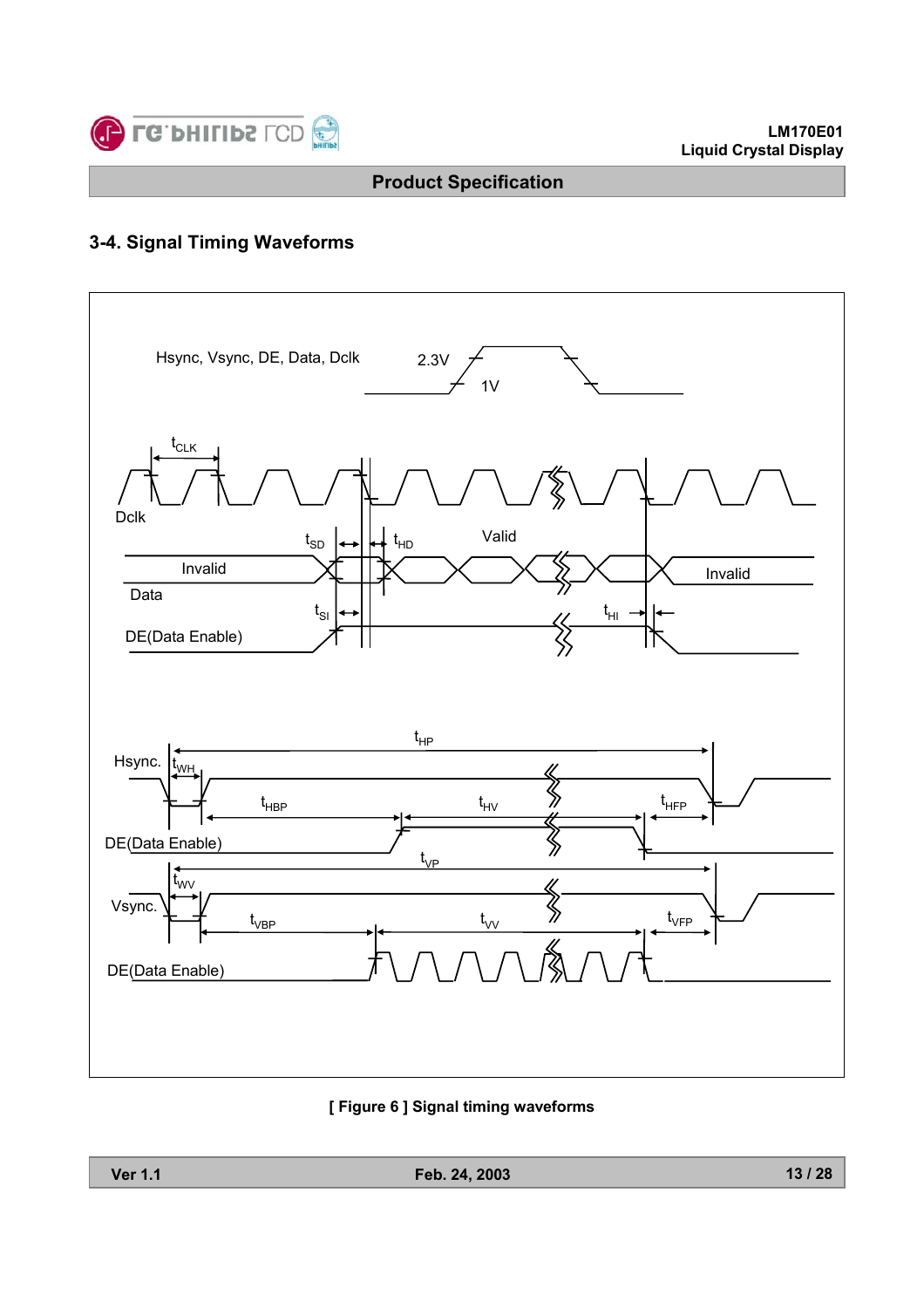## 3-4. Signal Timing Waveforms

Hsync, Vsync, DE, Data, Dclk 2.3V 1V

$t_{CLK}$

Dclk

$t_{SD}$ $t_{HD}$ Valid

Invalid

Data

Invalid

$t_{SI}$ $t_{HI}$

DE(Data Enable)

$t_{HP}$

Hsync. $t_{WH}$

$t_{HBP}$ $t_{HV}$ $t_{HFP}$

DE(Data Enable)

$t_{VP}$

$t_{WV}$

Vsync.

$t_{VBP}$ $t_{VV}$ $t_{VFP}$

DE(Data Enable)

**[ Figure 6 ] Signal timing waveforms**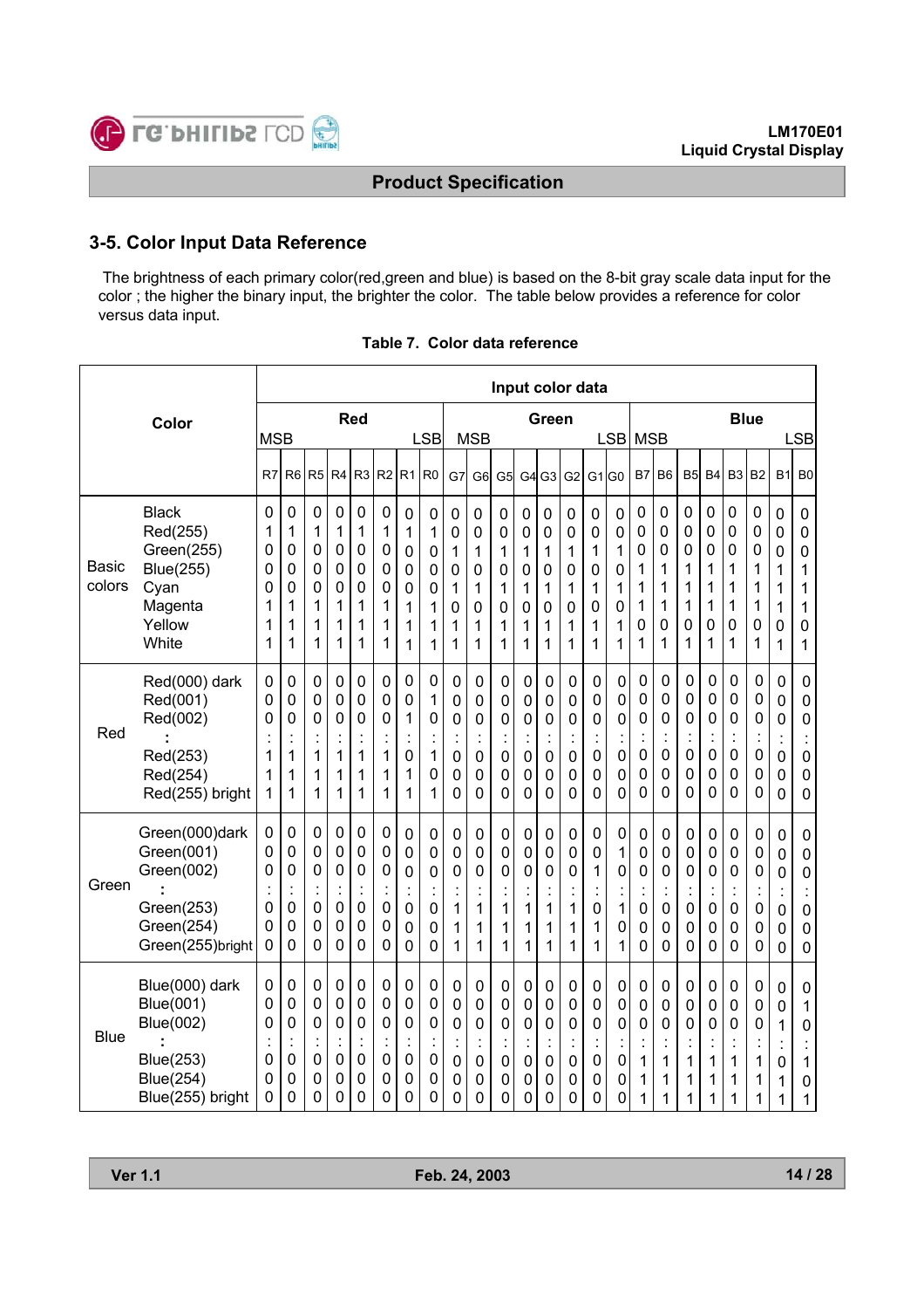## 3-5. Color Input Data Reference

The brightness of each primary color(red,green and blue) is based on the 8-bit gray scale data input for the color ; the higher the binary input, the brighter the color. The table below provides a reference for color versus data input.

**Table 7. Color data reference**

| Color | | Red | | | | | | | | Green | | | | | | | | Blue | | | | | | | |
|---|---|---|---|---|---|---|---|---|---|---|---|---|---|---|---|---|---|---|---|---|---|---|---|---|---|
| | | MSB | | | | | | | LSB | MSB | | | | | | | LSB | MSB | | | | | | | LSB |
| | | R7 | R6 | R5 | R4 | R3 | R2 | R1 | R0 | G7 | G6 | G5 | G4 | G3 | G2 | G1 | G0 | B7 | B6 | B5 | B4 | B3 | B2 | B1 | B0 |
| Basic colors | Black | 0 | 0 | 0 | 0 | 0 | 0 | 0 | 0 | 0 | 0 | 0 | 0 | 0 | 0 | 0 | 0 | 0 | 0 | 0 | 0 | 0 | 0 | 0 | 0 |
| | Red(255) | 1 | 1 | 1 | 1 | 1 | 1 | 1 | 1 | 0 | 0 | 0 | 0 | 0 | 0 | 0 | 0 | 0 | 0 | 0 | 0 | 0 | 0 | 0 | 0 |
| | Green(255) | 0 | 0 | 0 | 0 | 0 | 0 | 0 | 0 | 1 | 1 | 1 | 1 | 1 | 1 | 1 | 1 | 0 | 0 | 0 | 0 | 0 | 0 | 0 | 0 |
| | Blue(255) | 0 | 0 | 0 | 0 | 0 | 0 | 0 | 0 | 0 | 0 | 0 | 0 | 0 | 0 | 0 | 0 | 1 | 1 | 1 | 1 | 1 | 1 | 1 | 1 |
| | Cyan | 0 | 0 | 0 | 0 | 0 | 0 | 0 | 0 | 1 | 1 | 1 | 1 | 1 | 1 | 1 | 1 | 1 | 1 | 1 | 1 | 1 | 1 | 1 | 1 |
| | Magenta | 1 | 1 | 1 | 1 | 1 | 1 | 1 | 1 | 0 | 0 | 0 | 0 | 0 | 0 | 0 | 0 | 1 | 1 | 1 | 1 | 1 | 1 | 1 | 1 |
| | Yellow | 1 | 1 | 1 | 1 | 1 | 1 | 1 | 1 | 1 | 1 | 1 | 1 | 1 | 1 | 1 | 1 | 0 | 0 | 0 | 0 | 0 | 0 | 0 | 0 |
| | White | 1 | 1 | 1 | 1 | 1 | 1 | 1 | 1 | 1 | 1 | 1 | 1 | 1 | 1 | 1 | 1 | 1 | 1 | 1 | 1 | 1 | 1 | 1 | 1 |
| Red | Red(000) dark | 0 | 0 | 0 | 0 | 0 | 0 | 0 | 0 | 0 | 0 | 0 | 0 | 0 | 0 | 0 | 0 | 0 | 0 | 0 | 0 | 0 | 0 | 0 | 0 |
| | Red(001) | 0 | 0 | 0 | 0 | 0 | 0 | 0 | 1 | 0 | 0 | 0 | 0 | 0 | 0 | 0 | 0 | 0 | 0 | 0 | 0 | 0 | 0 | 0 | 0 |
| | Red(002) | 0 | 0 | 0 | 0 | 0 | 0 | 1 | 0 | 0 | 0 | 0 | 0 | 0 | 0 | 0 | 0 | 0 | 0 | 0 | 0 | 0 | 0 | 0 | 0 |
| | : | : | : | : | : | : | : | : | : | : | : | : | : | : | : | : | : | : | : | : | : | : | : | : | : |
| | Red(253) | 1 | 1 | 1 | 1 | 1 | 1 | 0 | 1 | 0 | 0 | 0 | 0 | 0 | 0 | 0 | 0 | 0 | 0 | 0 | 0 | 0 | 0 | 0 | 0 |
| | Red(254) | 1 | 1 | 1 | 1 | 1 | 1 | 1 | 0 | 0 | 0 | 0 | 0 | 0 | 0 | 0 | 0 | 0 | 0 | 0 | 0 | 0 | 0 | 0 | 0 |
| | Red(255) bright | 1 | 1 | 1 | 1 | 1 | 1 | 1 | 1 | 0 | 0 | 0 | 0 | 0 | 0 | 0 | 0 | 0 | 0 | 0 | 0 | 0 | 0 | 0 | 0 |
| Green | Green(000)dark | 0 | 0 | 0 | 0 | 0 | 0 | 0 | 0 | 0 | 0 | 0 | 0 | 0 | 0 | 0 | 0 | 0 | 0 | 0 | 0 | 0 | 0 | 0 | 0 |
| | Green(001) | 0 | 0 | 0 | 0 | 0 | 0 | 0 | 0 | 0 | 0 | 0 | 0 | 0 | 0 | 0 | 1 | 0 | 0 | 0 | 0 | 0 | 0 | 0 | 0 |
| | Green(002) | 0 | 0 | 0 | 0 | 0 | 0 | 0 | 0 | 0 | 0 | 0 | 0 | 0 | 0 | 1 | 0 | 0 | 0 | 0 | 0 | 0 | 0 | 0 | 0 |
| | : | : | : | : | : | : | : | : | : | : | : | : | : | : | : | : | : | : | : | : | : | : | : | : | : |
| | Green(253) | 0 | 0 | 0 | 0 | 0 | 0 | 0 | 0 | 1 | 1 | 1 | 1 | 1 | 1 | 0 | 1 | 0 | 0 | 0 | 0 | 0 | 0 | 0 | 0 |
| | Green(254) | 0 | 0 | 0 | 0 | 0 | 0 | 0 | 0 | 1 | 1 | 1 | 1 | 1 | 1 | 1 | 0 | 0 | 0 | 0 | 0 | 0 | 0 | 0 | 0 |
| | Green(255)bright | 0 | 0 | 0 | 0 | 0 | 0 | 0 | 0 | 1 | 1 | 1 | 1 | 1 | 1 | 1 | 1 | 0 | 0 | 0 | 0 | 0 | 0 | 0 | 0 |
| Blue | Blue(000) dark | 0 | 0 | 0 | 0 | 0 | 0 | 0 | 0 | 0 | 0 | 0 | 0 | 0 | 0 | 0 | 0 | 0 | 0 | 0 | 0 | 0 | 0 | 0 | 0 |
| | Blue(001) | 0 | 0 | 0 | 0 | 0 | 0 | 0 | 0 | 0 | 0 | 0 | 0 | 0 | 0 | 0 | 0 | 0 | 0 | 0 | 0 | 0 | 0 | 0 | 1 |
| | Blue(002) | 0 | 0 | 0 | 0 | 0 | 0 | 0 | 0 | 0 | 0 | 0 | 0 | 0 | 0 | 0 | 0 | 0 | 0 | 0 | 0 | 0 | 0 | 1 | 0 |
| | : | : | : | : | : | : | : | : | : | : | : | : | : | : | : | : | : | : | : | : | : | : | : | : | : |
| | Blue(253) | 0 | 0 | 0 | 0 | 0 | 0 | 0 | 0 | 0 | 0 | 0 | 0 | 0 | 0 | 0 | 0 | 1 | 1 | 1 | 1 | 1 | 1 | 0 | 1 |
| | Blue(254) | 0 | 0 | 0 | 0 | 0 | 0 | 0 | 0 | 0 | 0 | 0 | 0 | 0 | 0 | 0 | 0 | 1 | 1 | 1 | 1 | 1 | 1 | 1 | 0 |
| | Blue(255) bright | 0 | 0 | 0 | 0 | 0 | 0 | 0 | 0 | 0 | 0 | 0 | 0 | 0 | 0 | 0 | 0 | 1 | 1 | 1 | 1 | 1 | 1 | 1 | 1 |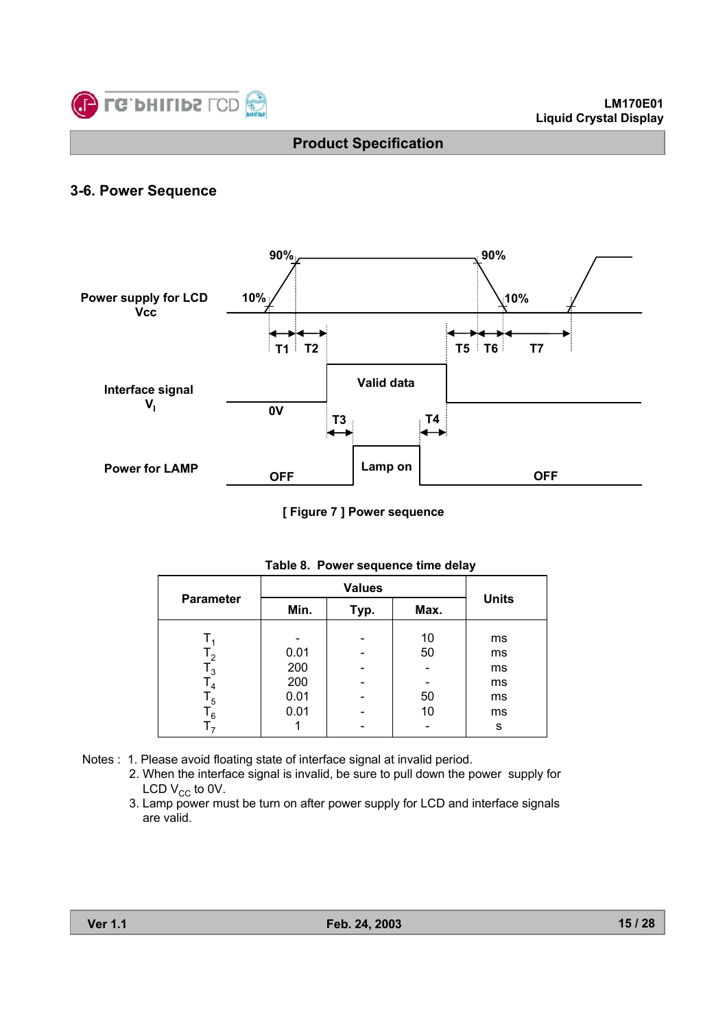## 3-6. Power Sequence

Power supply for LCD Vcc

Interface signal $V_I$

Power for LAMP

[ Figure 7 ] Power sequence

Table 8. Power sequence time delay

| Parameter | Values | | | Units |
|---|---|---|---|---|
| | Min. | Typ. | Max. | |
| $T_1$ | - | - | 10 | ms |
| $T_2$ | 0.01 | - | 50 | ms |
| $T_3$ | 200 | - | - | ms |
| $T_4$ | 200 | - | - | ms |
| $T_5$ | 0.01 | - | 50 | ms |
| $T_6$ | 0.01 | - | 10 | ms |
| $T_7$ | 1 | - | - | s |

Notes : 1. Please avoid floating state of interface signal at invalid period.

2. When the interface signal is invalid, be sure to pull down the power supply for LCD $V_{CC}$ to 0V.

3. Lamp power must be turn on after power supply for LCD and interface signals are valid.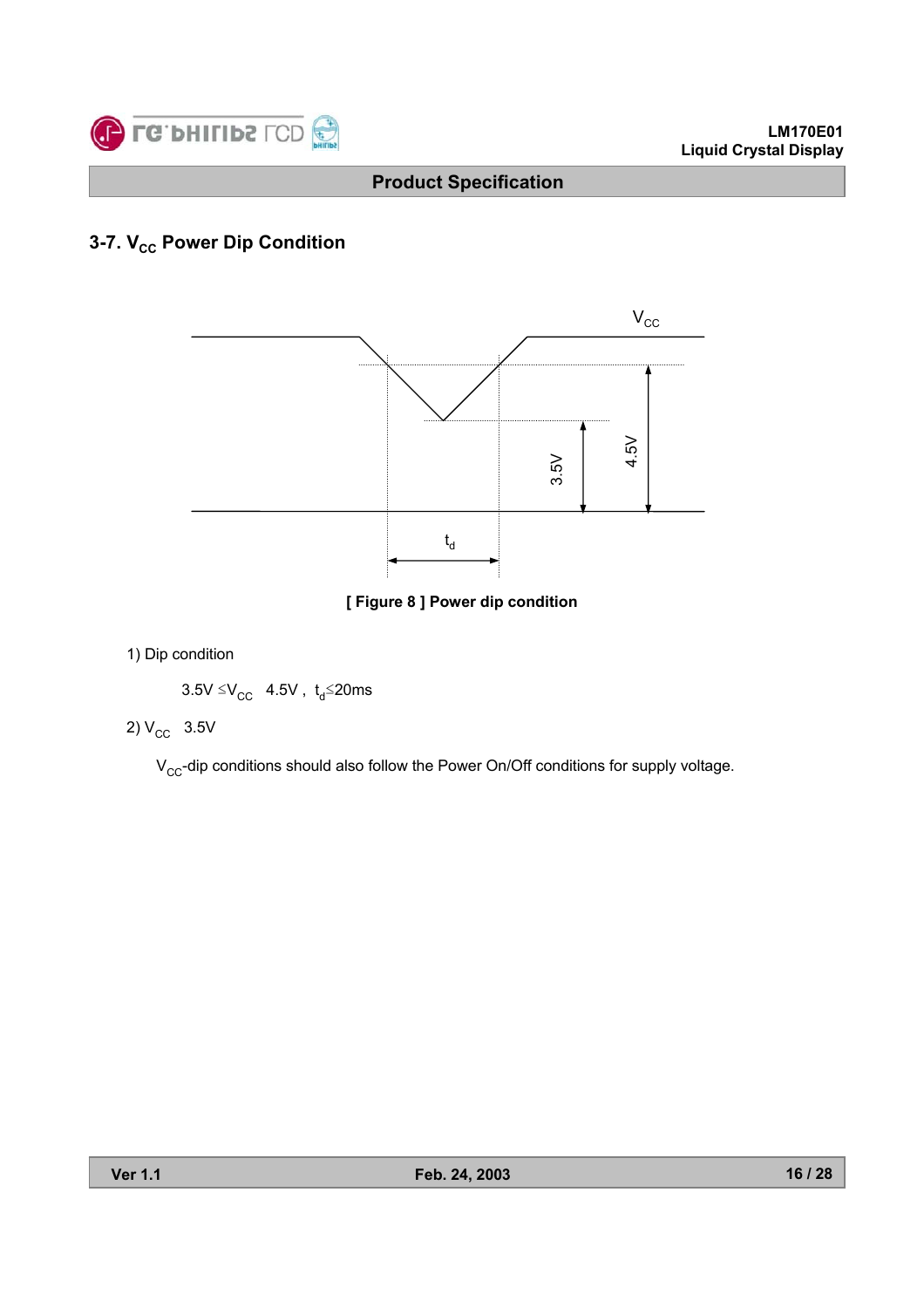## 3-7. $V_{CC}$ Power Dip Condition

[ Figure 8 ] Power dip condition

1) Dip condition

$3.5V \leq V_{CC}$ 4.5V , $t_d \leq 20ms$

2) $V_{CC}$ 3.5V

$V_{CC}$-dip conditions should also follow the Power On/Off conditions for supply voltage.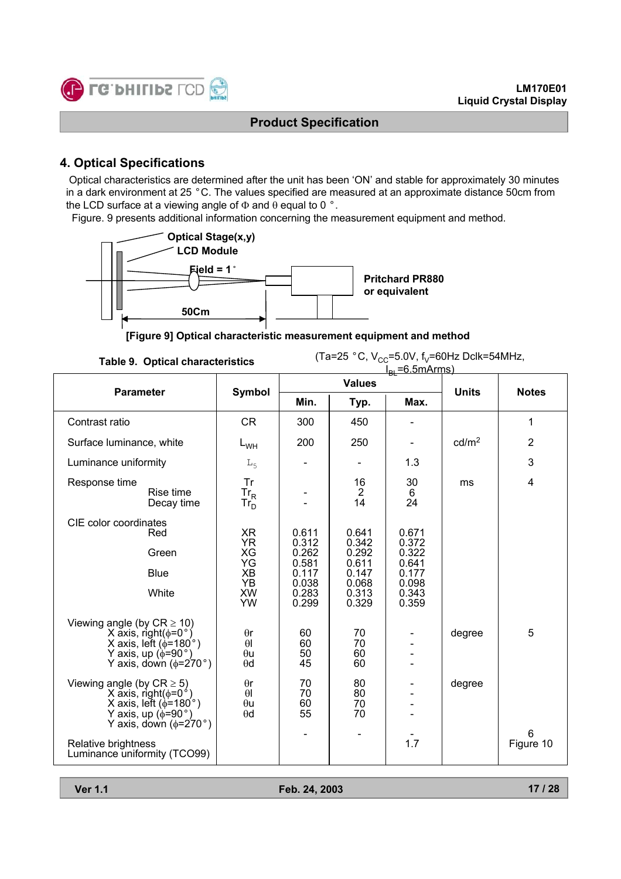## 4. Optical Specifications

Optical characteristics are determined after the unit has been 'ON' and stable for approximately 30 minutes in a dark environment at 25 °C. The values specified are measured at an approximate distance 50cm from the LCD surface at a viewing angle of Φ and θ equal to 0 °.

Figure. 9 presents additional information concerning the measurement equipment and method.

Optical Stage(x,y)
LCD Module
Field = 1°
Pritchard PR880 or equivalent
50Cm

**[Figure 9] Optical characteristic measurement equipment and method**

**Table 9. Optical characteristics** (Ta=25 °C, $V_{CC}$=5.0V, $f_V$=60Hz Dclk=54MHz, $I_{BL}$=6.5mArms)

| Parameter | Symbol | Values | | | Units | Notes |
|---|---|---|---|---|---|---|
| | | Min. | Typ. | Max. | | |
| Contrast ratio | CR | 300 | 450 | - | | 1 |
| Surface luminance, white | $L_{WH}$ | 200 | 250 | - | cd/m$^2$ | 2 |
| Luminance uniformity | $L_5$ | - | - | 1.3 | | 3 |
| Response time | Tr | | 16 | 30 | ms | 4 |
| Rise time | $Tr_R$ | - | 2 | 6 | | |
| Decay time | $Tr_D$ | - | 14 | 24 | | |
| CIE color coordinates | | | | | | |
| Red | XR | 0.611 | 0.641 | 0.671 | | |
| | YR | 0.312 | 0.342 | 0.372 | | |
| Green | XG | 0.262 | 0.292 | 0.322 | | |
| | YG | 0.581 | 0.611 | 0.641 | | |
| Blue | XB | 0.117 | 0.147 | 0.177 | | |
| | YB | 0.038 | 0.068 | 0.098 | | |
| White | XW | 0.283 | 0.313 | 0.343 | | |
| | YW | 0.299 | 0.329 | 0.359 | | |
| Viewing angle (by CR ≥ 10) | | | | | | |
| X axis, right(φ=0°) | θr | 60 | 70 | - | degree | 5 |
| X axis, left (φ=180°) | θl | 60 | 70 | - | | |
| Y axis, up (φ=90°) | θu | 50 | 60 | - | | |
| Y axis, down (φ=270°) | θd | 45 | 60 | - | | |
| Viewing angle (by CR ≥ 5) | | | | | | |
| X axis, right(φ=0°) | θr | 70 | 80 | - | degree | |
| X axis, left (φ=180°) | θl | 70 | 80 | - | | |
| Y axis, up (φ=90°) | θu | 60 | 70 | - | | |
| Y axis, down (φ=270°) | θd | 55 | 70 | - | | |
| Relative brightness | | - | - | - | | 6 |
| Luminance uniformity (TCO99) | | | | 1.7 | | Figure 10 |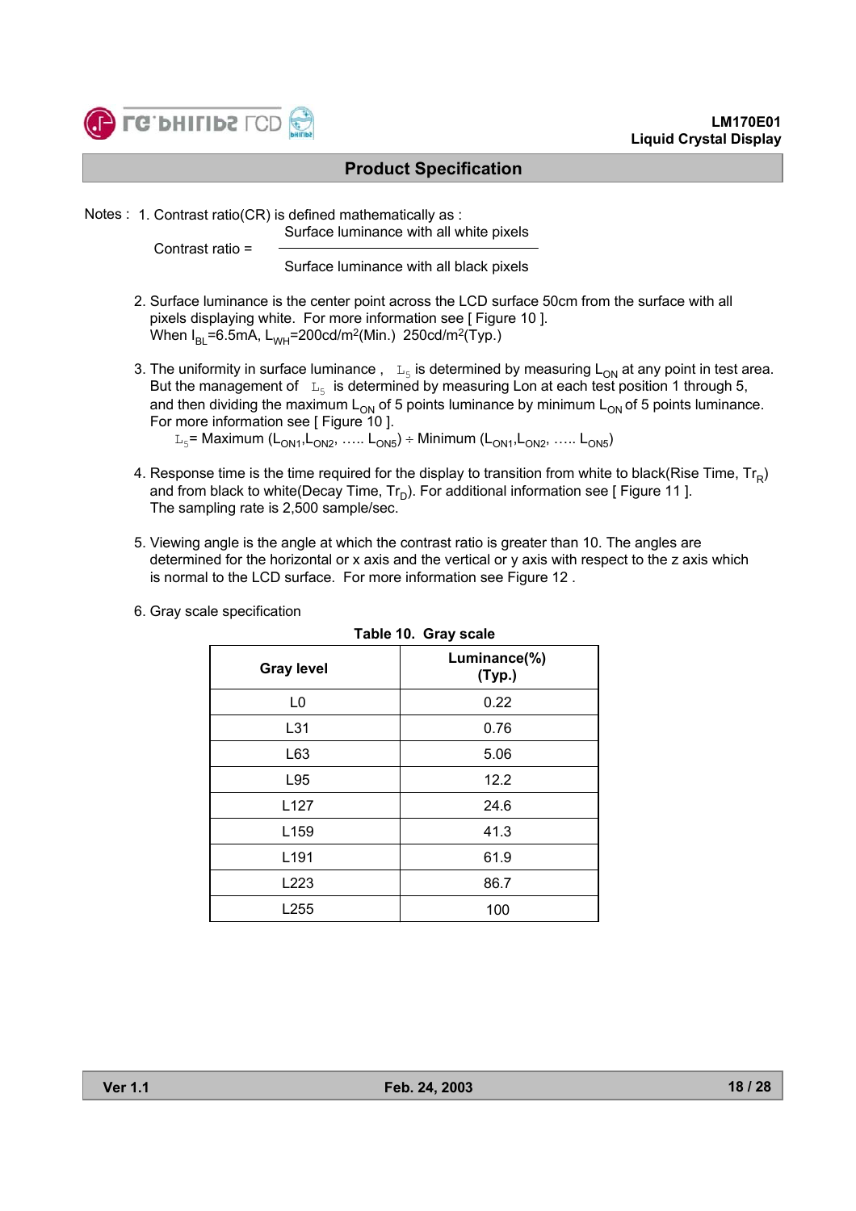## Product Specification

Notes : 1. Contrast ratio(CR) is defined mathematically as :

$$\text{Contrast ratio} = \frac{\text{Surface luminance with all white pixels}}{\text{Surface luminance with all black pixels}}$$

2. Surface luminance is the center point across the LCD surface 50cm from the surface with all pixels displaying white. For more information see [ Figure 10 ].
   When $I_{BL}$=6.5mA, $L_{WH}$=200cd/m$^2$(Min.) 250cd/m$^2$(Typ.)

3. The uniformity in surface luminance , $L_5$ is determined by measuring $L_{ON}$ at any point in test area. But the management of $L_5$ is determined by measuring Lon at each test position 1 through 5, and then dividing the maximum $L_{ON}$ of 5 points luminance by minimum $L_{ON}$ of 5 points luminance. For more information see [ Figure 10 ].
   $L_5$= Maximum ($L_{ON1}$,$L_{ON2}$, ….. $L_{ON5}$) ÷ Minimum ($L_{ON1}$,$L_{ON2}$, ….. $L_{ON5}$)

4. Response time is the time required for the display to transition from white to black(Rise Time, $Tr_R$) and from black to white(Decay Time, $Tr_D$). For additional information see [ Figure 11 ].
   The sampling rate is 2,500 sample/sec.

5. Viewing angle is the angle at which the contrast ratio is greater than 10. The angles are determined for the horizontal or x axis and the vertical or y axis with respect to the z axis which is normal to the LCD surface. For more information see Figure 12 .

6. Gray scale specification

**Table 10. Gray scale**

| Gray level | Luminance(%) (Typ.) |
|---|---|
| L0 | 0.22 |
| L31 | 0.76 |
| L63 | 5.06 |
| L95 | 12.2 |
| L127 | 24.6 |
| L159 | 41.3 |
| L191 | 61.9 |
| L223 | 86.7 |
| L255 | 100 |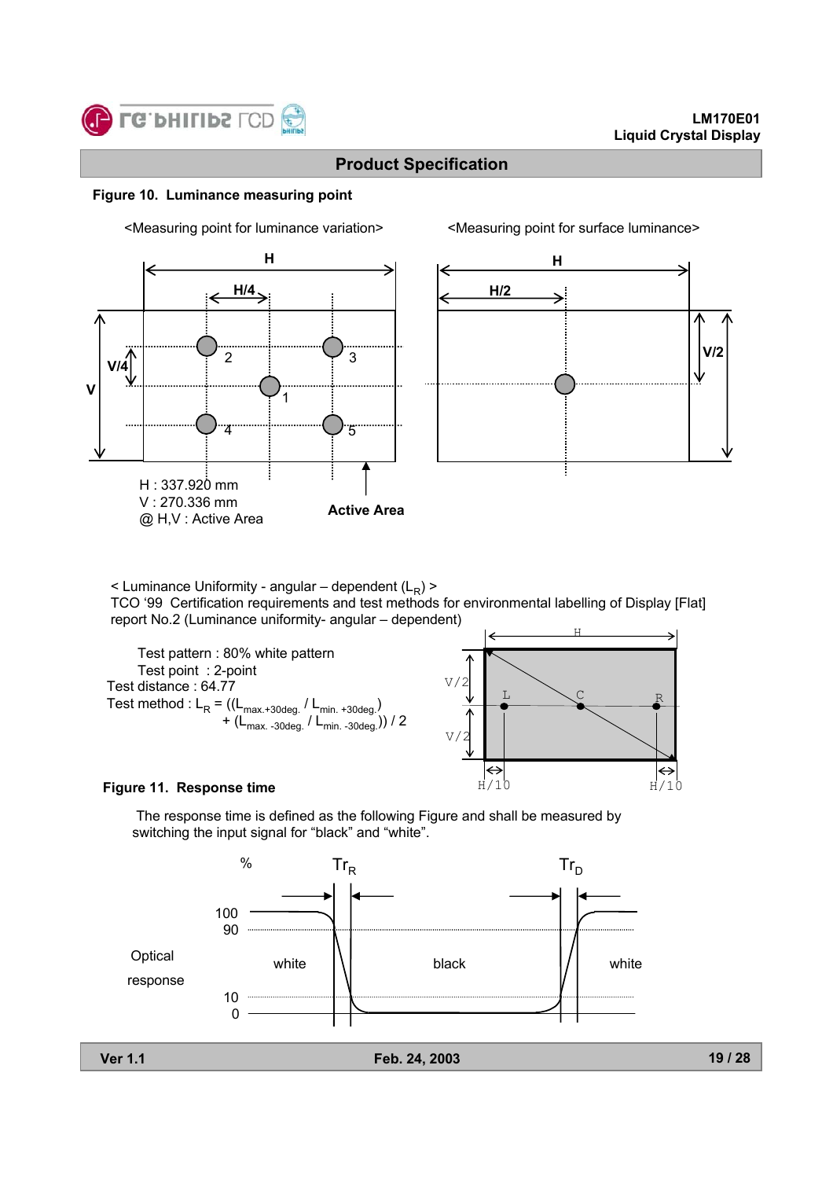## Product Specification

**Figure 10. Luminance measuring point**

<Measuring point for luminance variation>

<Measuring point for surface luminance>

H : 337.920 mm
V : 270.336 mm
@ H,V : Active Area

**Active Area**

< Luminance Uniformity - angular – dependent ($L_R$) >
TCO '99 Certification requirements and test methods for environmental labelling of Display [Flat] report No.2 (Luminance uniformity- angular – dependent)

Test pattern : 80% white pattern
Test point : 2-point
Test distance : 64.77
Test method : $L_R = ((L_{max.+30deg.} / L_{min.+30deg.}) + (L_{max.-30deg.} / L_{min.-30deg.})) / 2$

**Figure 11. Response time**

The response time is defined as the following Figure and shall be measured by switching the input signal for "black" and "white".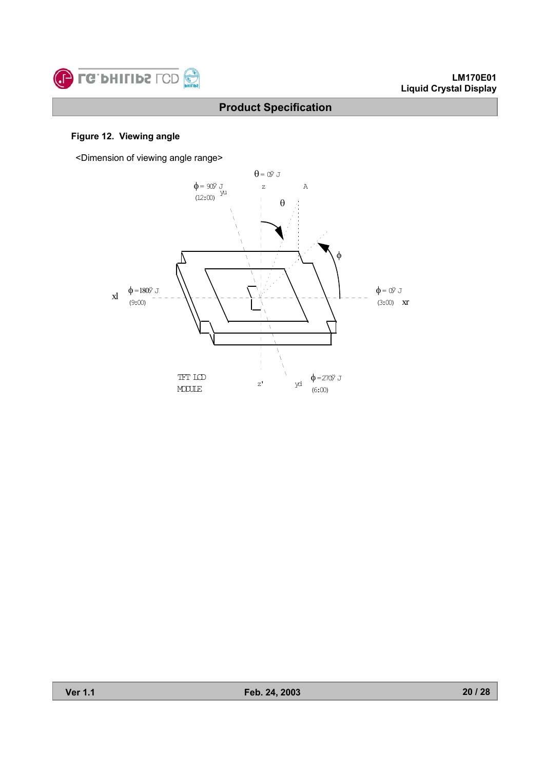### Figure 12. Viewing angle

<Dimension of viewing angle range>

$\theta = 0°$

$\phi = 90°$ (12:00) yu

z A

$\theta$

$\phi$

xl $\phi = 180°$ (9:00)

$\phi = 0°$ (3:00) xr

TFT LCD MODULE

z'

yd $\phi = 270°$ (6:00)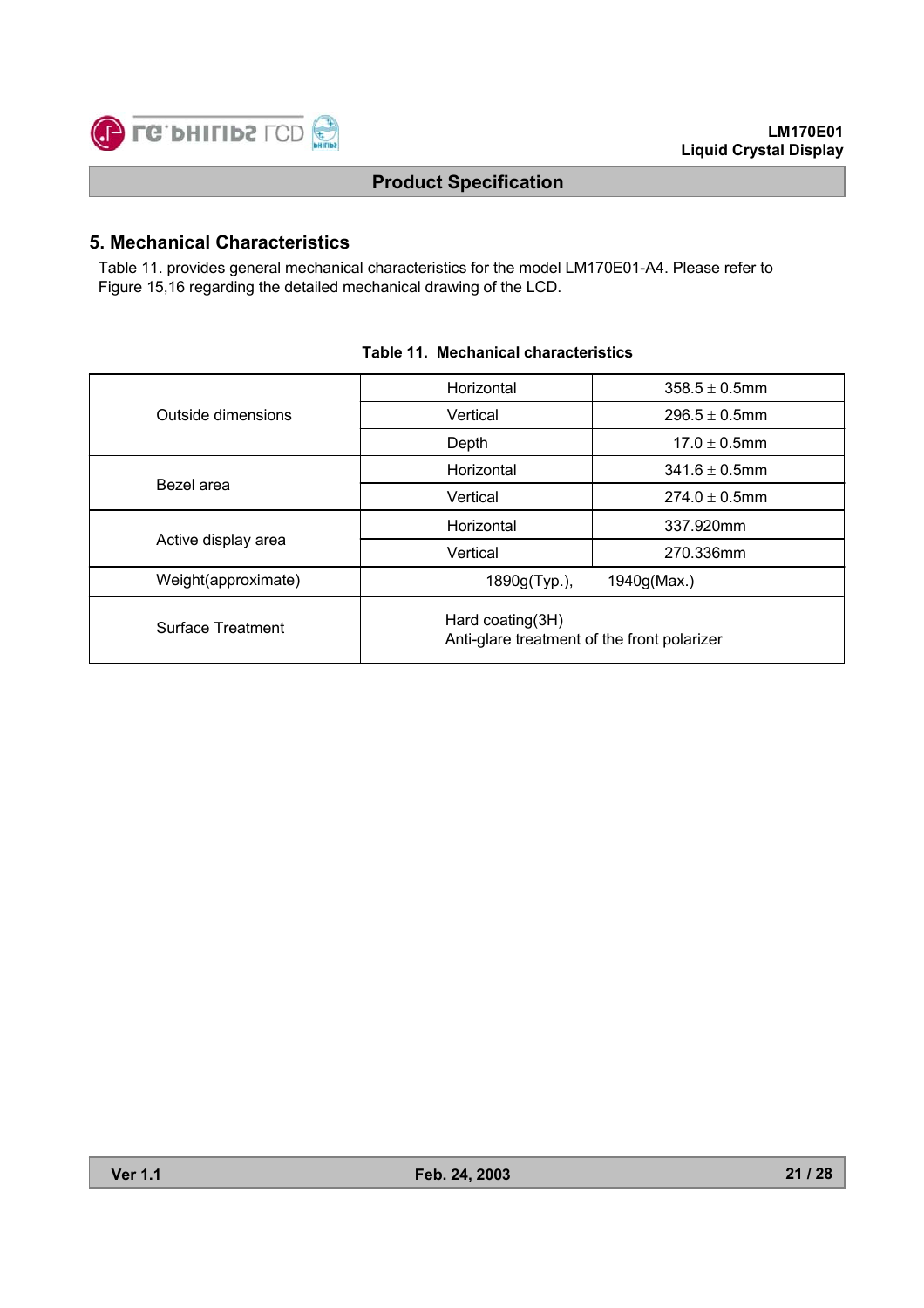## 5. Mechanical Characteristics

Table 11. provides general mechanical characteristics for the model LM170E01-A4. Please refer to Figure 15,16 regarding the detailed mechanical drawing of the LCD.

**Table 11. Mechanical characteristics**

| | | |
|---|---|---|
| Outside dimensions | Horizontal | 358.5 ± 0.5mm |
| | Vertical | 296.5 ± 0.5mm |
| | Depth | 17.0 ± 0.5mm |
| Bezel area | Horizontal | 341.6 ± 0.5mm |
| | Vertical | 274.0 ± 0.5mm |
| Active display area | Horizontal | 337.920mm |
| | Vertical | 270.336mm |
| Weight(approximate) | 1890g(Typ.), 1940g(Max.) | |
| Surface Treatment | Hard coating(3H)<br>Anti-glare treatment of the front polarizer | |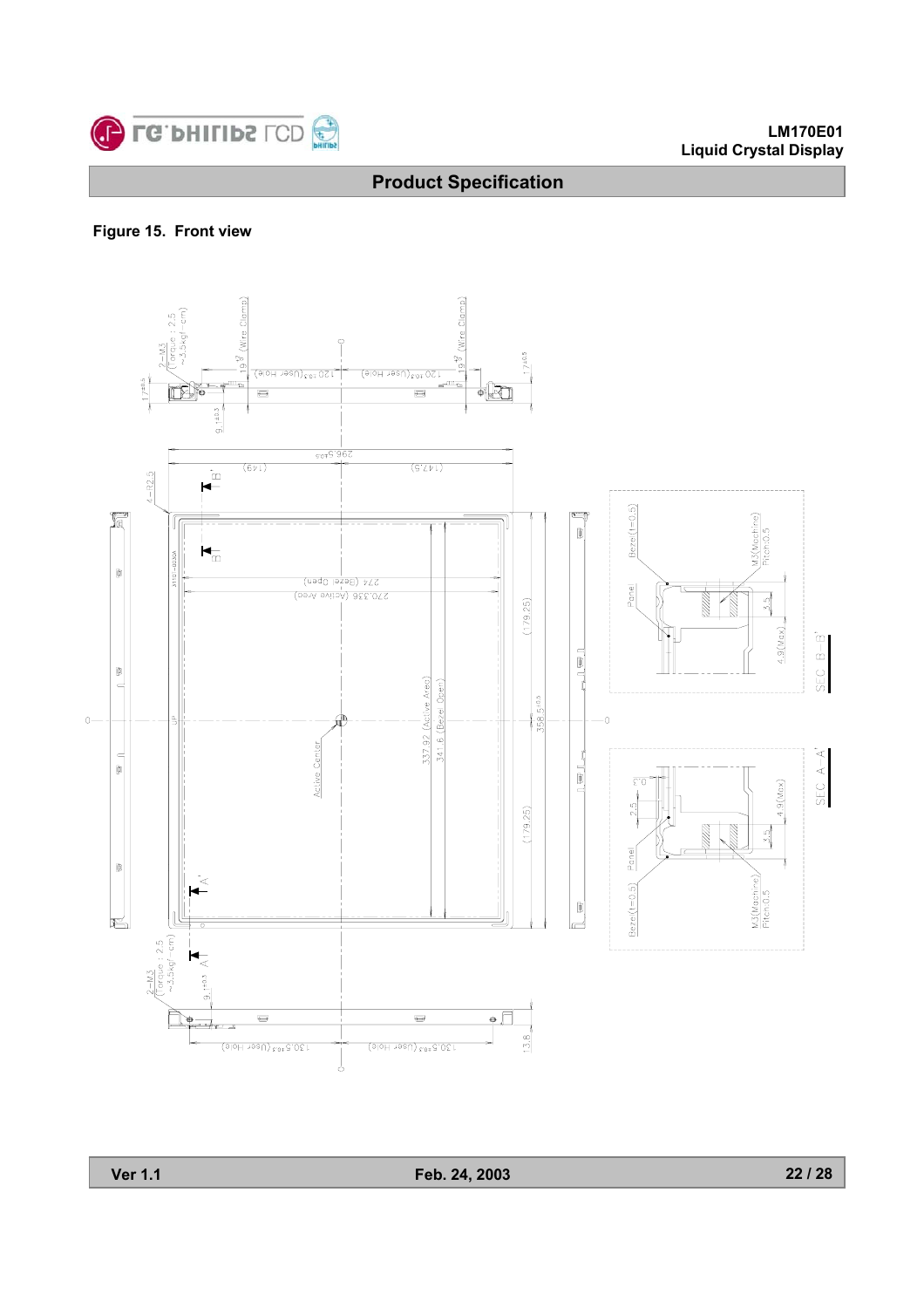## Figure 15. Front view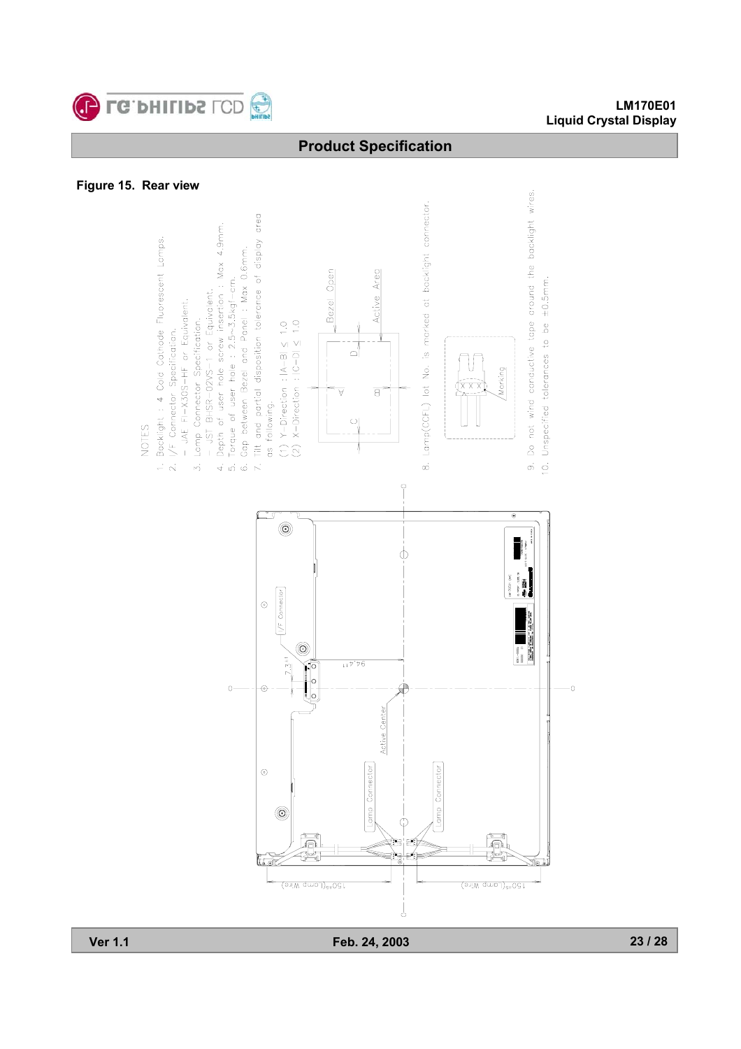## Product Specification

**Figure 15. Rear view**

NOTES

1. Backlight : 4 Cold Cathode Fluorescent Lamps.
2. I/F Connector Specification.
   - JAE FI-X30S-HF or Equivalent.
3. Lamp Connector Specification.
   - JST BHSR-02VS-1 or Equivalent.
4. Depth of user hole screw insertion : Max 4.9mm.
5. Torque of user hole : 2.5~3.5kgf-cm.
6. Gap between Bezel and Panel : Max 0.6mm.
7. Tilt and partial disposition tolerance of display area as following.
   (1) Y-Direction : |A-B| ≤ 1.0
   (2) X-Direction : |C-D| ≤ 1.0
8. Lamp(CCFL) lot No. is marked at backlight connector.
9. Do not wind conductive tape around the backlight wires.
10. Unspecified tolerances to be ±0.5mm.

Bezel Open

Active Area

Marking

I/F Connector

Active Center

Lamp Connector

Lamp Connector

7.3±1

94.71

150±5(Lamp Wire)

150±5(Lamp Wire)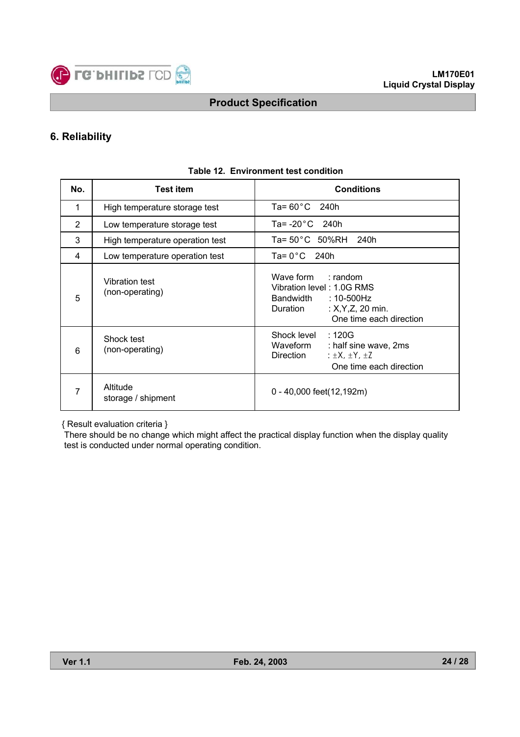## 6. Reliability

**Table 12. Environment test condition**

| No. | Test item | Conditions |
|---|---|---|
| 1 | High temperature storage test | Ta= 60°C 240h |
| 2 | Low temperature storage test | Ta= -20°C 240h |
| 3 | High temperature operation test | Ta= 50°C 50%RH 240h |
| 4 | Low temperature operation test | Ta= 0°C 240h |
| 5 | Vibration test (non-operating) | Wave form : random<br>Vibration level : 1.0G RMS<br>Bandwidth : 10-500Hz<br>Duration : X,Y,Z, 20 min.<br>One time each direction |
| 6 | Shock test (non-operating) | Shock level : 120G<br>Waveform : half sine wave, 2ms<br>Direction : ±X, ±Y, ±Z<br>One time each direction |
| 7 | Altitude storage / shipment | 0 - 40,000 feet(12,192m) |

{ Result evaluation criteria }

There should be no change which might affect the practical display function when the display quality test is conducted under normal operating condition.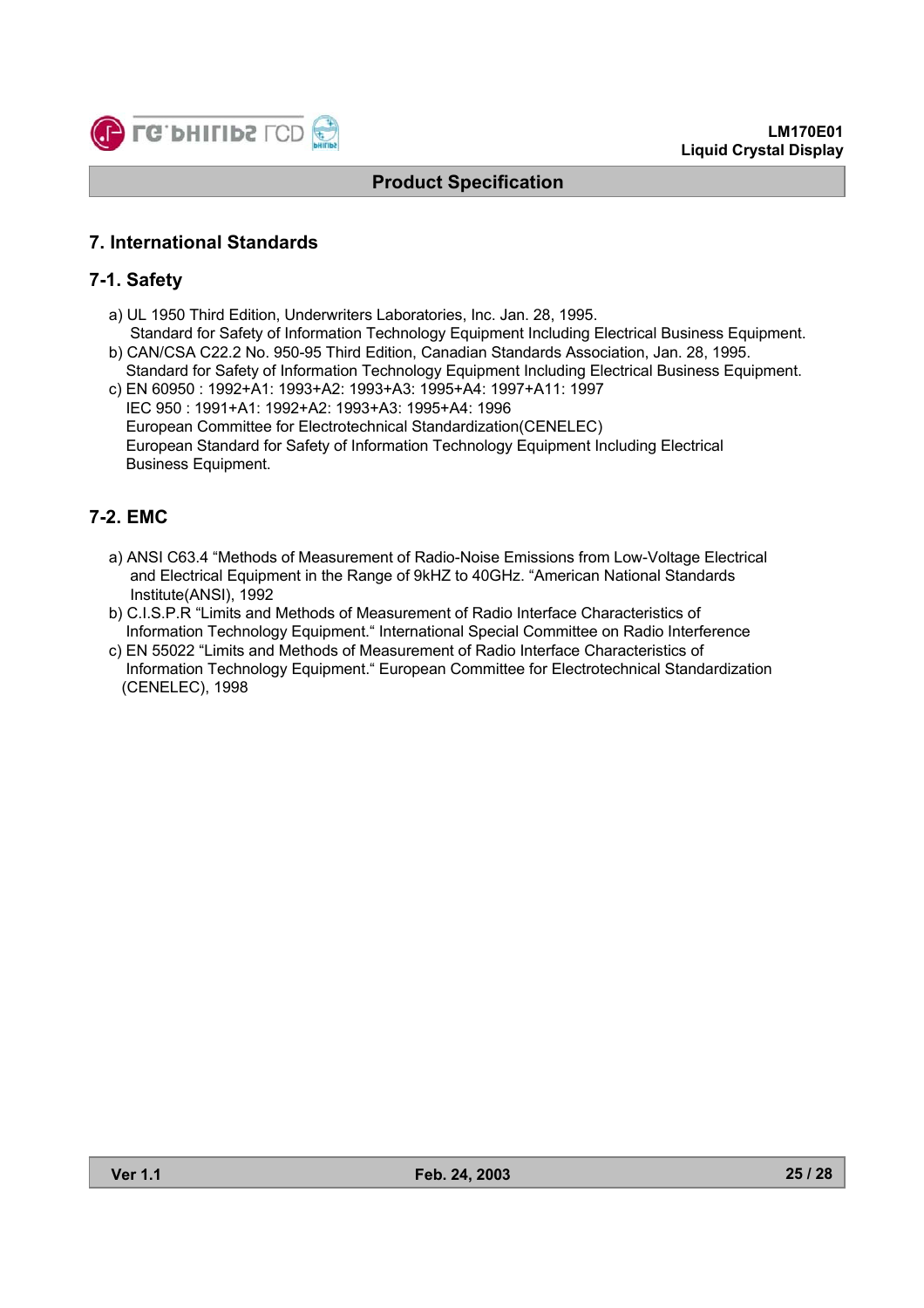## 7. International Standards

### 7-1. Safety

a) UL 1950 Third Edition, Underwriters Laboratories, Inc. Jan. 28, 1995.
   Standard for Safety of Information Technology Equipment Including Electrical Business Equipment.

b) CAN/CSA C22.2 No. 950-95 Third Edition, Canadian Standards Association, Jan. 28, 1995.
   Standard for Safety of Information Technology Equipment Including Electrical Business Equipment.

c) EN 60950 : 1992+A1: 1993+A2: 1993+A3: 1995+A4: 1997+A11: 1997
   IEC 950 : 1991+A1: 1992+A2: 1993+A3: 1995+A4: 1996
   European Committee for Electrotechnical Standardization(CENELEC)
   European Standard for Safety of Information Technology Equipment Including Electrical Business Equipment.

### 7-2. EMC

a) ANSI C63.4 "Methods of Measurement of Radio-Noise Emissions from Low-Voltage Electrical and Electrical Equipment in the Range of 9kHZ to 40GHz. "American National Standards Institute(ANSI), 1992

b) C.I.S.P.R "Limits and Methods of Measurement of Radio Interface Characteristics of Information Technology Equipment." International Special Committee on Radio Interference

c) EN 55022 "Limits and Methods of Measurement of Radio Interface Characteristics of Information Technology Equipment." European Committee for Electrotechnical Standardization (CENELEC), 1998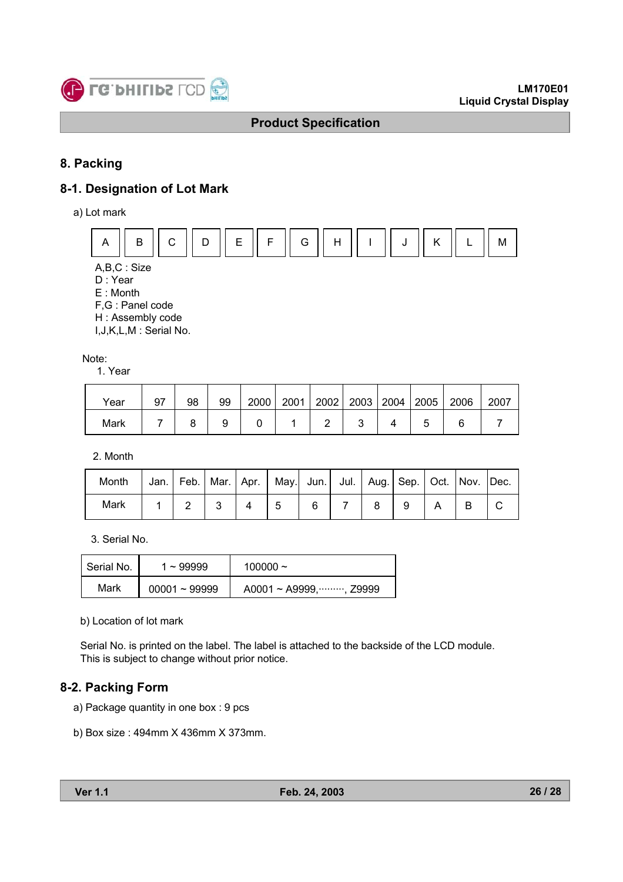## 8. Packing

### 8-1. Designation of Lot Mark

a) Lot mark

| A | B | C | D | E | F | G | H | I | J | K | L | M |
|---|---|---|---|---|---|---|---|---|---|---|---|---|

A,B,C : Size
D : Year
E : Month
F,G : Panel code
H : Assembly code
I,J,K,L,M : Serial No.

Note:

1. Year

| Year | 97 | 98 | 99 | 2000 | 2001 | 2002 | 2003 | 2004 | 2005 | 2006 | 2007 |
|---|---|---|---|---|---|---|---|---|---|---|---|
| Mark | 7 | 8 | 9 | 0 | 1 | 2 | 3 | 4 | 5 | 6 | 7 |

2. Month

| Month | Jan. | Feb. | Mar. | Apr. | May. | Jun. | Jul. | Aug. | Sep. | Oct. | Nov. | Dec. |
|---|---|---|---|---|---|---|---|---|---|---|---|---|
| Mark | 1 | 2 | 3 | 4 | 5 | 6 | 7 | 8 | 9 | A | B | C |

3. Serial No.

| Serial No. | 1 ~ 99999 | 100000 ~ |
|---|---|---|
| Mark | 00001 ~ 99999 | A0001 ~ A9999,·········, Z9999 |

b) Location of lot mark

Serial No. is printed on the label. The label is attached to the backside of the LCD module.
This is subject to change without prior notice.

### 8-2. Packing Form

a) Package quantity in one box : 9 pcs

b) Box size : 494mm X 436mm X 373mm.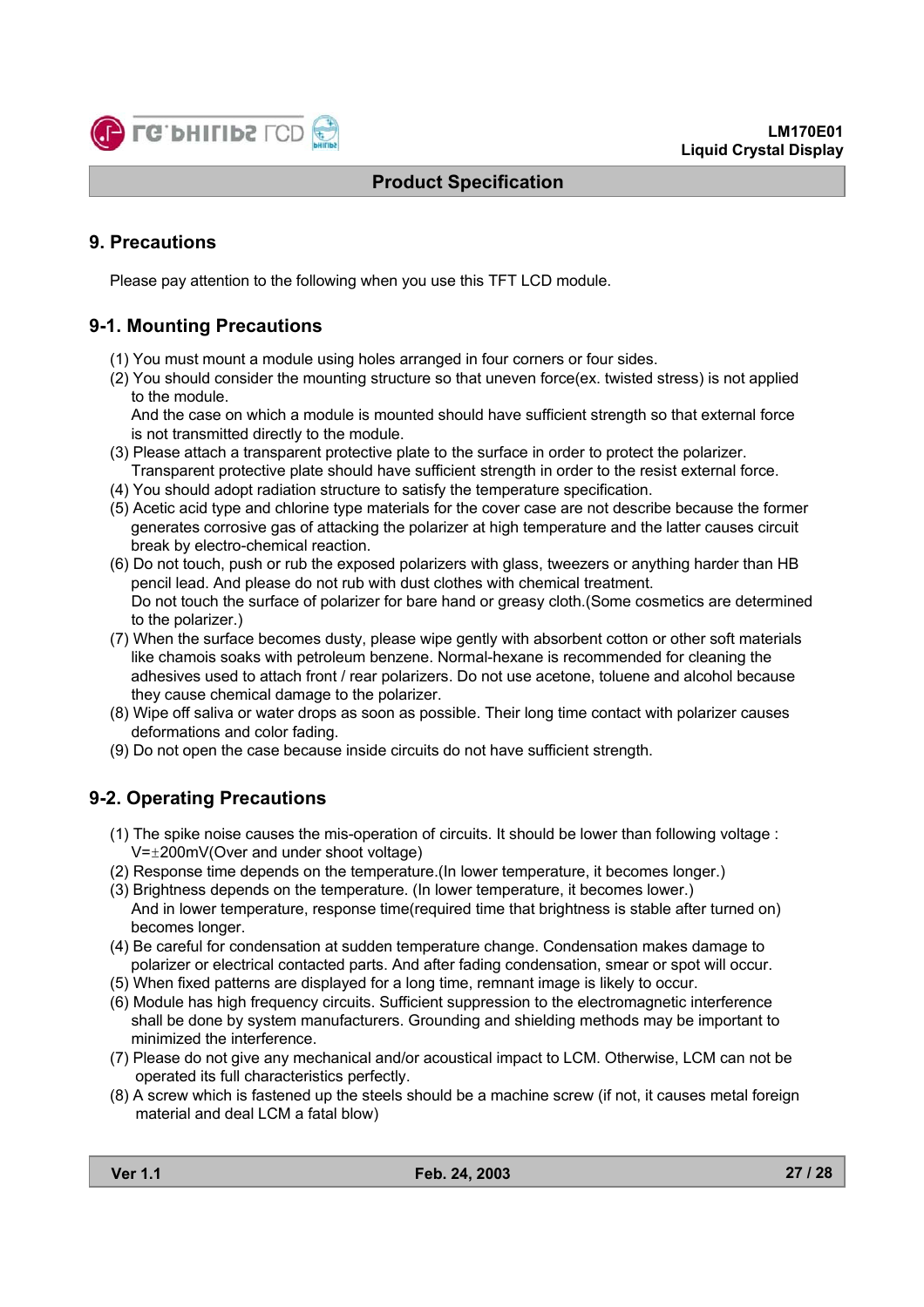# 9. Precautions

Please pay attention to the following when you use this TFT LCD module.

## 9-1. Mounting Precautions

(1) You must mount a module using holes arranged in four corners or four sides.
(2) You should consider the mounting structure so that uneven force(ex. twisted stress) is not applied to the module.
And the case on which a module is mounted should have sufficient strength so that external force is not transmitted directly to the module.
(3) Please attach a transparent protective plate to the surface in order to protect the polarizer.
Transparent protective plate should have sufficient strength in order to the resist external force.
(4) You should adopt radiation structure to satisfy the temperature specification.
(5) Acetic acid type and chlorine type materials for the cover case are not describe because the former generates corrosive gas of attacking the polarizer at high temperature and the latter causes circuit break by electro-chemical reaction.
(6) Do not touch, push or rub the exposed polarizers with glass, tweezers or anything harder than HB pencil lead. And please do not rub with dust clothes with chemical treatment.
Do not touch the surface of polarizer for bare hand or greasy cloth.(Some cosmetics are determined to the polarizer.)
(7) When the surface becomes dusty, please wipe gently with absorbent cotton or other soft materials like chamois soaks with petroleum benzene. Normal-hexane is recommended for cleaning the adhesives used to attach front / rear polarizers. Do not use acetone, toluene and alcohol because they cause chemical damage to the polarizer.
(8) Wipe off saliva or water drops as soon as possible. Their long time contact with polarizer causes deformations and color fading.
(9) Do not open the case because inside circuits do not have sufficient strength.

## 9-2. Operating Precautions

(1) The spike noise causes the mis-operation of circuits. It should be lower than following voltage : $V=\pm200mV$(Over and under shoot voltage)
(2) Response time depends on the temperature.(In lower temperature, it becomes longer.)
(3) Brightness depends on the temperature. (In lower temperature, it becomes lower.)
And in lower temperature, response time(required time that brightness is stable after turned on) becomes longer.
(4) Be careful for condensation at sudden temperature change. Condensation makes damage to polarizer or electrical contacted parts. And after fading condensation, smear or spot will occur.
(5) When fixed patterns are displayed for a long time, remnant image is likely to occur.
(6) Module has high frequency circuits. Sufficient suppression to the electromagnetic interference shall be done by system manufacturers. Grounding and shielding methods may be important to minimized the interference.
(7) Please do not give any mechanical and/or acoustical impact to LCM. Otherwise, LCM can not be operated its full characteristics perfectly.
(8) A screw which is fastened up the steels should be a machine screw (if not, it causes metal foreign material and deal LCM a fatal blow)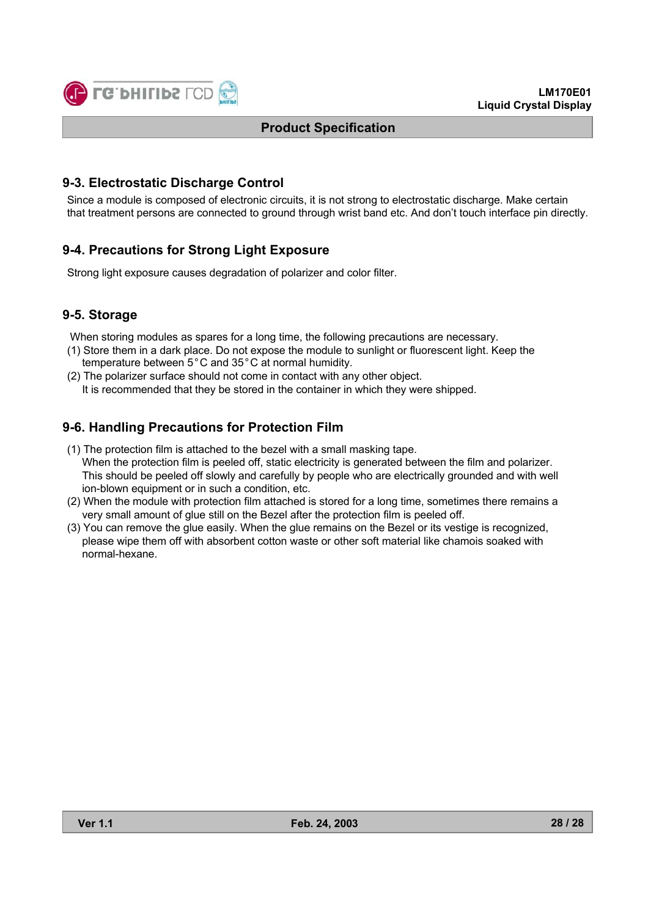## 9-3. Electrostatic Discharge Control

Since a module is composed of electronic circuits, it is not strong to electrostatic discharge. Make certain that treatment persons are connected to ground through wrist band etc. And don't touch interface pin directly.

## 9-4. Precautions for Strong Light Exposure

Strong light exposure causes degradation of polarizer and color filter.

## 9-5. Storage

When storing modules as spares for a long time, the following precautions are necessary.

(1) Store them in a dark place. Do not expose the module to sunlight or fluorescent light. Keep the temperature between 5°C and 35°C at normal humidity.

(2) The polarizer surface should not come in contact with any other object. It is recommended that they be stored in the container in which they were shipped.

## 9-6. Handling Precautions for Protection Film

(1) The protection film is attached to the bezel with a small masking tape. When the protection film is peeled off, static electricity is generated between the film and polarizer. This should be peeled off slowly and carefully by people who are electrically grounded and with well ion-blown equipment or in such a condition, etc.

(2) When the module with protection film attached is stored for a long time, sometimes there remains a very small amount of glue still on the Bezel after the protection film is peeled off.

(3) You can remove the glue easily. When the glue remains on the Bezel or its vestige is recognized, please wipe them off with absorbent cotton waste or other soft material like chamois soaked with normal-hexane.